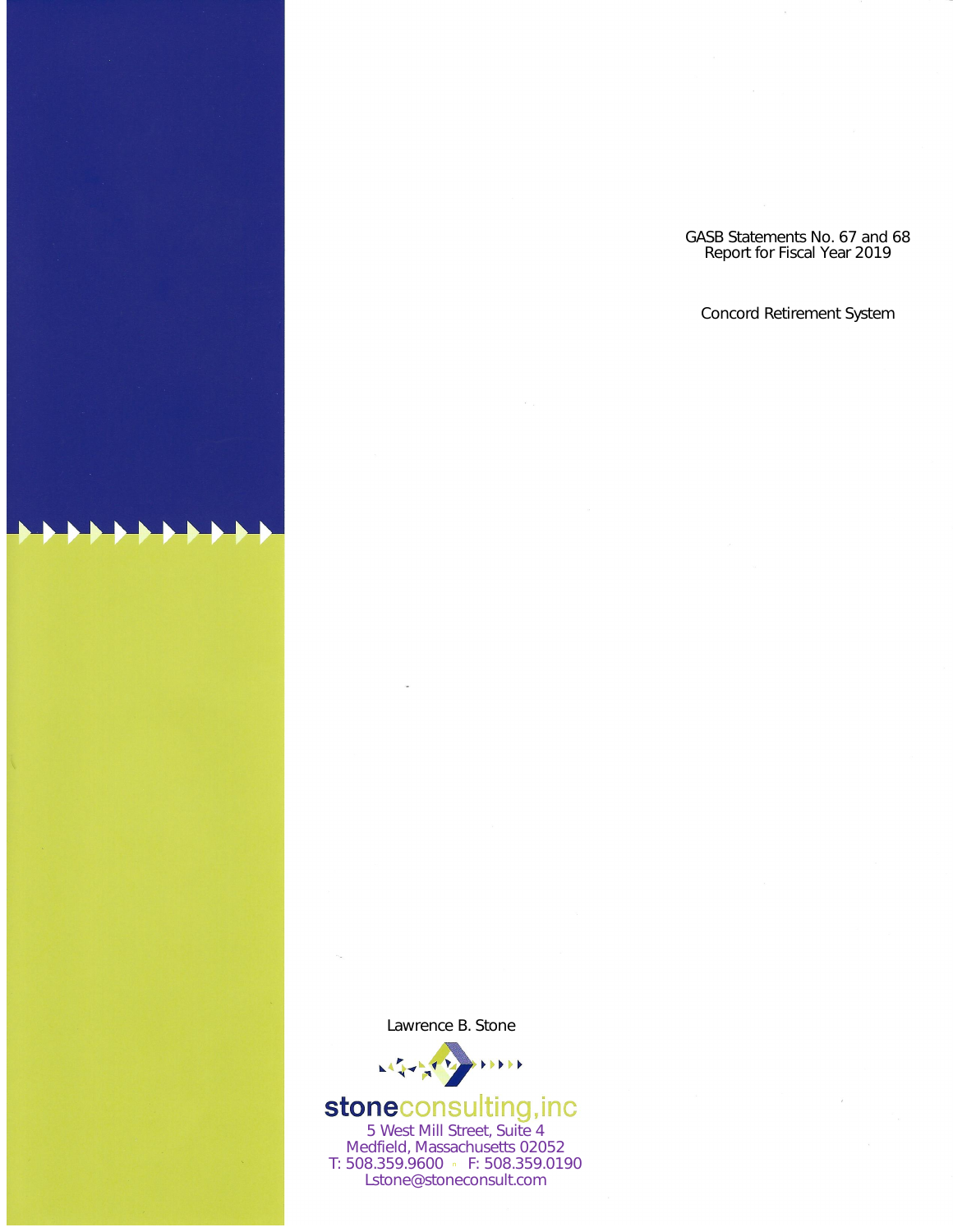# GASB Statements No. 67 and 68
# Report for Fiscal Year 2019

## Concord Retirement System

Lawrence B. Stone

**stone**consulting,inc
5 West Mill Street, Suite 4
Medfield, Massachusetts 02052
T: 508.359.9600 ▫ F: 508.359.0190
Lstone@stoneconsult.com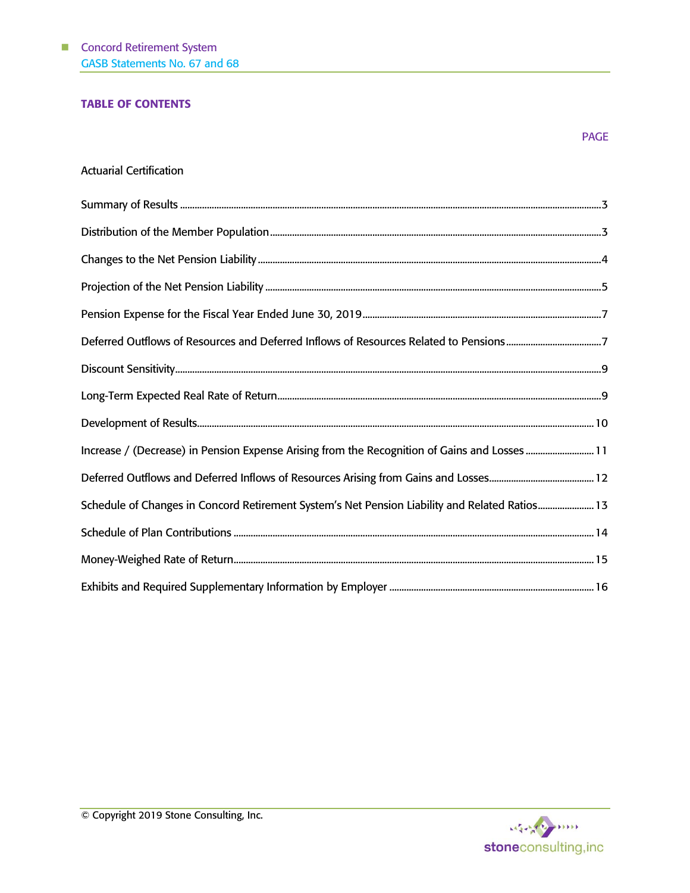# TABLE OF CONTENTS

| | PAGE |
|---|---|
| Actuarial Certification | |
| Summary of Results | 3 |
| Distribution of the Member Population | 3 |
| Changes to the Net Pension Liability | 4 |
| Projection of the Net Pension Liability | 5 |
| Pension Expense for the Fiscal Year Ended June 30, 2019 | 7 |
| Deferred Outflows of Resources and Deferred Inflows of Resources Related to Pensions | 7 |
| Discount Sensitivity | 9 |
| Long-Term Expected Real Rate of Return | 9 |
| Development of Results | 10 |
| Increase / (Decrease) in Pension Expense Arising from the Recognition of Gains and Losses | 11 |
| Deferred Outflows and Deferred Inflows of Resources Arising from Gains and Losses | 12 |
| Schedule of Changes in Concord Retirement System's Net Pension Liability and Related Ratios | 13 |
| Schedule of Plan Contributions | 14 |
| Money-Weighed Rate of Return | 15 |
| Exhibits and Required Supplementary Information by Employer | 16 |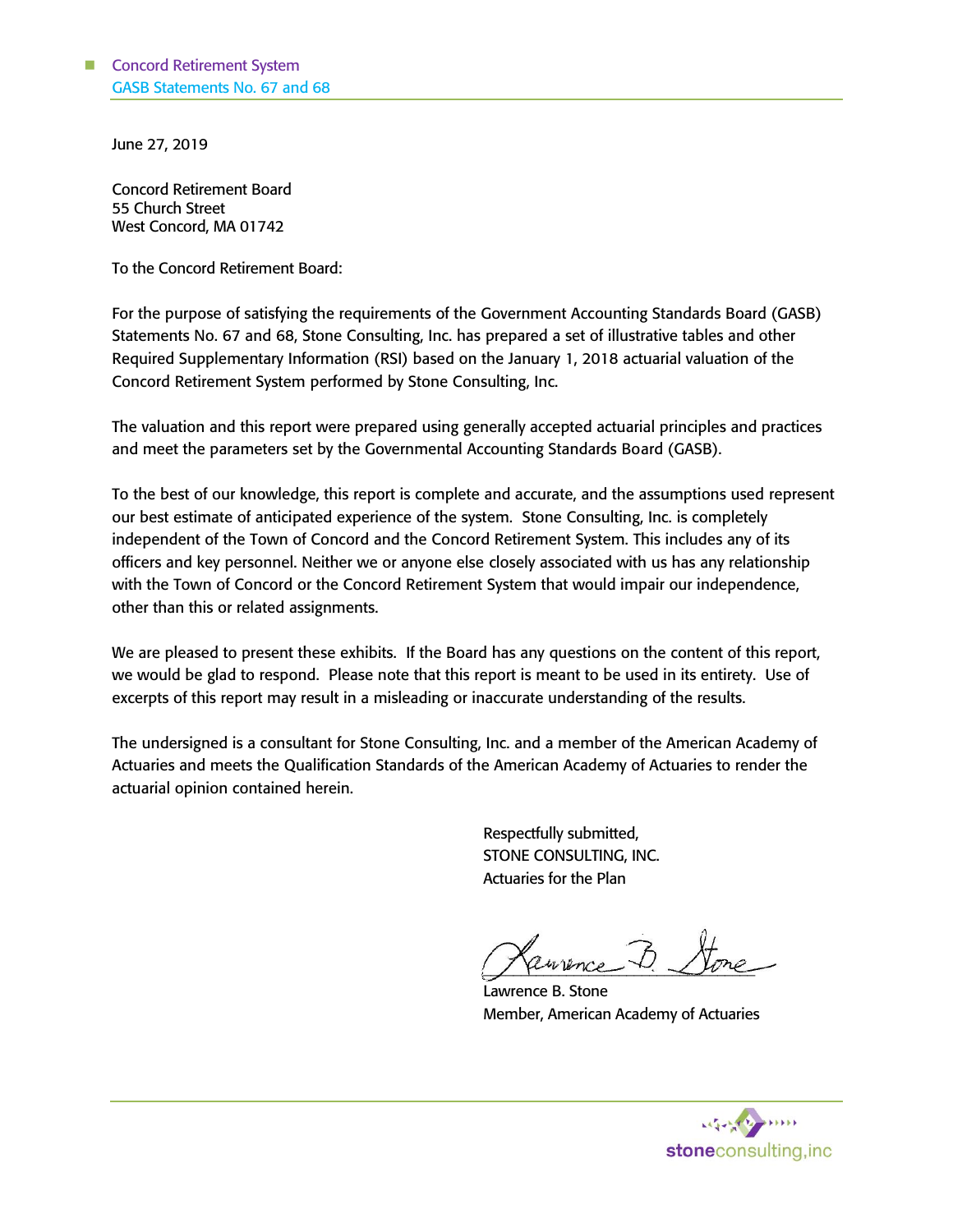June 27, 2019

Concord Retirement Board
55 Church Street
West Concord, MA 01742

To the Concord Retirement Board:

For the purpose of satisfying the requirements of the Government Accounting Standards Board (GASB) Statements No. 67 and 68, Stone Consulting, Inc. has prepared a set of illustrative tables and other Required Supplementary Information (RSI) based on the January 1, 2018 actuarial valuation of the Concord Retirement System performed by Stone Consulting, Inc.

The valuation and this report were prepared using generally accepted actuarial principles and practices and meet the parameters set by the Governmental Accounting Standards Board (GASB).

To the best of our knowledge, this report is complete and accurate, and the assumptions used represent our best estimate of anticipated experience of the system. Stone Consulting, Inc. is completely independent of the Town of Concord and the Concord Retirement System. This includes any of its officers and key personnel. Neither we or anyone else closely associated with us has any relationship with the Town of Concord or the Concord Retirement System that would impair our independence, other than this or related assignments.

We are pleased to present these exhibits. If the Board has any questions on the content of this report, we would be glad to respond. Please note that this report is meant to be used in its entirety. Use of excerpts of this report may result in a misleading or inaccurate understanding of the results.

The undersigned is a consultant for Stone Consulting, Inc. and a member of the American Academy of Actuaries and meets the Qualification Standards of the American Academy of Actuaries to render the actuarial opinion contained herein.

Respectfully submitted,
STONE CONSULTING, INC.
Actuaries for the Plan

Lawrence B. Stone
Member, American Academy of Actuaries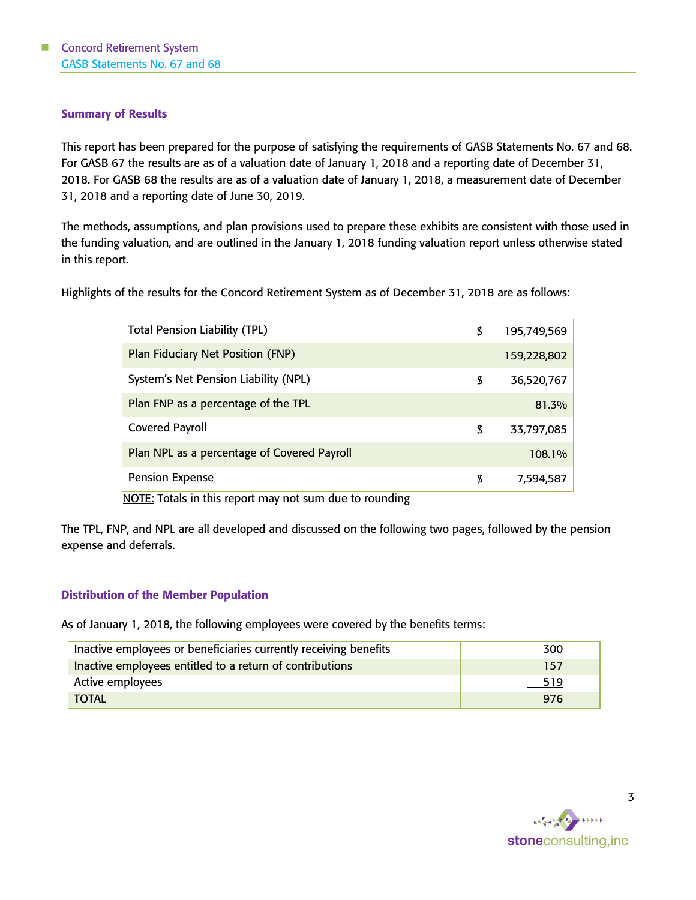## Summary of Results

This report has been prepared for the purpose of satisfying the requirements of GASB Statements No. 67 and 68. For GASB 67 the results are as of a valuation date of January 1, 2018 and a reporting date of December 31, 2018. For GASB 68 the results are as of a valuation date of January 1, 2018, a measurement date of December 31, 2018 and a reporting date of June 30, 2019.

The methods, assumptions, and plan provisions used to prepare these exhibits are consistent with those used in the funding valuation, and are outlined in the January 1, 2018 funding valuation report unless otherwise stated in this report.

Highlights of the results for the Concord Retirement System as of December 31, 2018 are as follows:

| | |
|---|---|
| Total Pension Liability (TPL) | $ 195,749,569 |
| Plan Fiduciary Net Position (FNP) | 159,228,802 |
| System's Net Pension Liability (NPL) | $ 36,520,767 |
| Plan FNP as a percentage of the TPL | 81.3% |
| Covered Payroll | $ 33,797,085 |
| Plan NPL as a percentage of Covered Payroll | 108.1% |
| Pension Expense | $ 7,594,587 |

NOTE: Totals in this report may not sum due to rounding

The TPL, FNP, and NPL are all developed and discussed on the following two pages, followed by the pension expense and deferrals.

## Distribution of the Member Population

As of January 1, 2018, the following employees were covered by the benefits terms:

| | |
|---|---|
| Inactive employees or beneficiaries currently receiving benefits | 300 |
| Inactive employees entitled to a return of contributions | 157 |
| Active employees | 519 |
| TOTAL | 976 |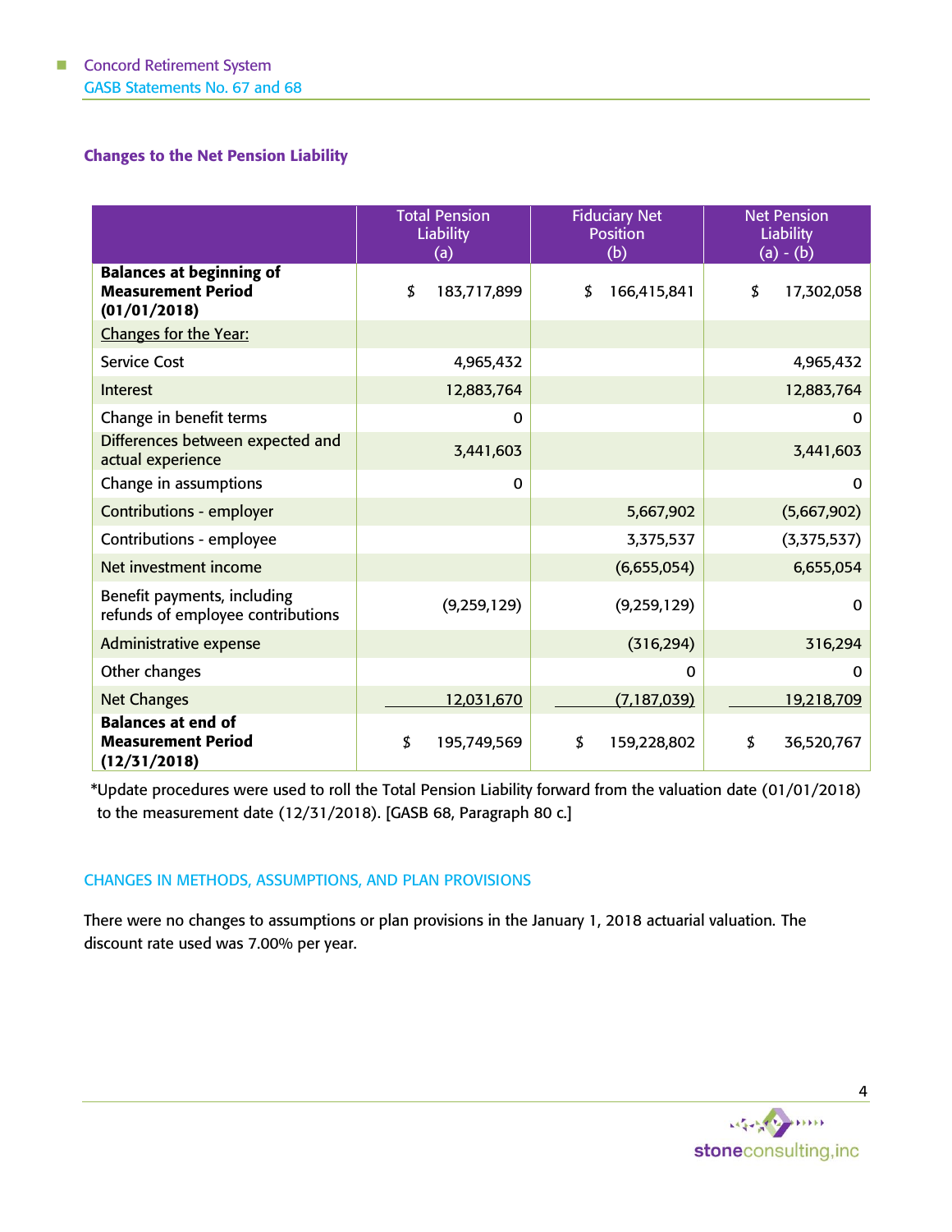## Changes to the Net Pension Liability

| | Total Pension Liability (a) | Fiduciary Net Position (b) | Net Pension Liability (a) - (b) |
|---|---|---|---|
| **Balances at beginning of Measurement Period (01/01/2018)** | $ 183,717,899 | $ 166,415,841 | $ 17,302,058 |
| Changes for the Year: | | | |
| Service Cost | 4,965,432 | | 4,965,432 |
| Interest | 12,883,764 | | 12,883,764 |
| Change in benefit terms | 0 | | 0 |
| Differences between expected and actual experience | 3,441,603 | | 3,441,603 |
| Change in assumptions | 0 | | 0 |
| Contributions - employer | | 5,667,902 | (5,667,902) |
| Contributions - employee | | 3,375,537 | (3,375,537) |
| Net investment income | | (6,655,054) | 6,655,054 |
| Benefit payments, including refunds of employee contributions | (9,259,129) | (9,259,129) | 0 |
| Administrative expense | | (316,294) | 316,294 |
| Other changes | | 0 | 0 |
| Net Changes | 12,031,670 | (7,187,039) | 19,218,709 |
| **Balances at end of Measurement Period (12/31/2018)** | $ 195,749,569 | $ 159,228,802 | $ 36,520,767 |

*Update procedures were used to roll the Total Pension Liability forward from the valuation date (01/01/2018) to the measurement date (12/31/2018). [GASB 68, Paragraph 80 c.]

### CHANGES IN METHODS, ASSUMPTIONS, AND PLAN PROVISIONS

There were no changes to assumptions or plan provisions in the January 1, 2018 actuarial valuation. The discount rate used was 7.00% per year.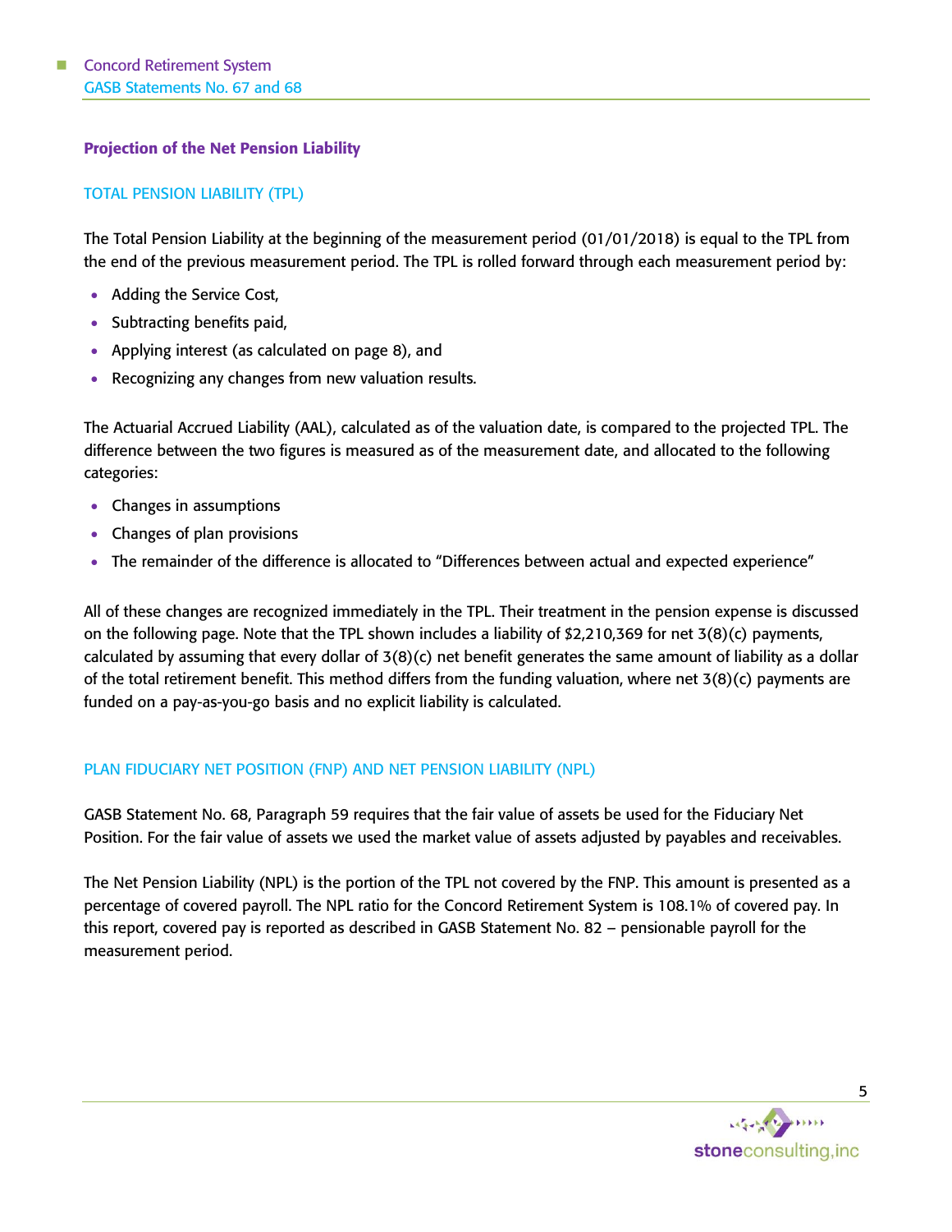## Projection of the Net Pension Liability

### TOTAL PENSION LIABILITY (TPL)

The Total Pension Liability at the beginning of the measurement period (01/01/2018) is equal to the TPL from the end of the previous measurement period. The TPL is rolled forward through each measurement period by:

- Adding the Service Cost,
- Subtracting benefits paid,
- Applying interest (as calculated on page 8), and
- Recognizing any changes from new valuation results.

The Actuarial Accrued Liability (AAL), calculated as of the valuation date, is compared to the projected TPL. The difference between the two figures is measured as of the measurement date, and allocated to the following categories:

- Changes in assumptions
- Changes of plan provisions
- The remainder of the difference is allocated to "Differences between actual and expected experience"

All of these changes are recognized immediately in the TPL. Their treatment in the pension expense is discussed on the following page. Note that the TPL shown includes a liability of $2,210,369 for net 3(8)(c) payments, calculated by assuming that every dollar of 3(8)(c) net benefit generates the same amount of liability as a dollar of the total retirement benefit. This method differs from the funding valuation, where net 3(8)(c) payments are funded on a pay-as-you-go basis and no explicit liability is calculated.

### PLAN FIDUCIARY NET POSITION (FNP) AND NET PENSION LIABILITY (NPL)

GASB Statement No. 68, Paragraph 59 requires that the fair value of assets be used for the Fiduciary Net Position. For the fair value of assets we used the market value of assets adjusted by payables and receivables.

The Net Pension Liability (NPL) is the portion of the TPL not covered by the FNP. This amount is presented as a percentage of covered payroll. The NPL ratio for the Concord Retirement System is 108.1% of covered pay. In this report, covered pay is reported as described in GASB Statement No. 82 – pensionable payroll for the measurement period.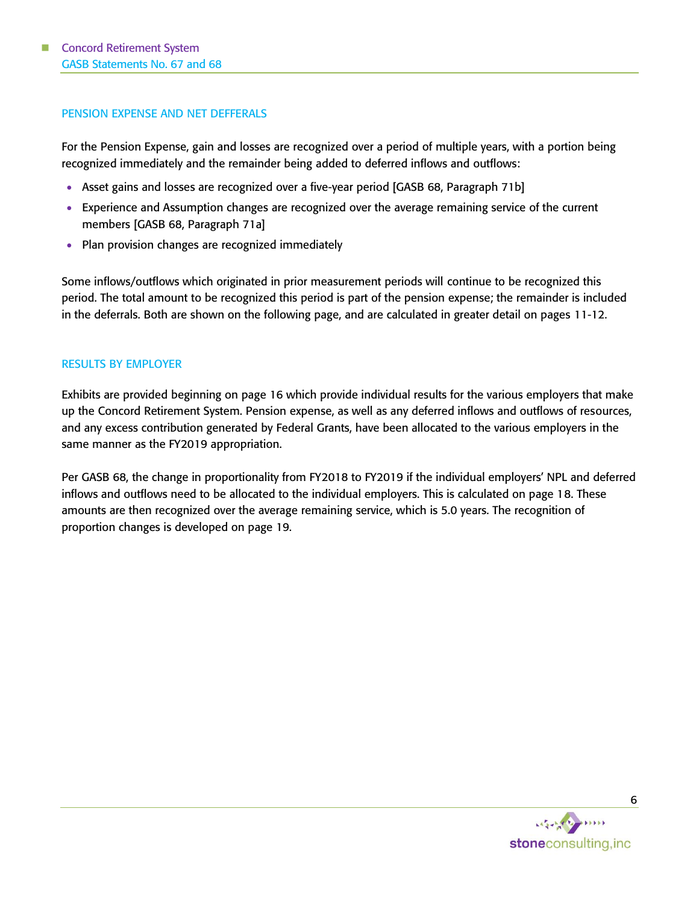## PENSION EXPENSE AND NET DEFFERALS

For the Pension Expense, gain and losses are recognized over a period of multiple years, with a portion being recognized immediately and the remainder being added to deferred inflows and outflows:

- Asset gains and losses are recognized over a five-year period [GASB 68, Paragraph 71b]
- Experience and Assumption changes are recognized over the average remaining service of the current members [GASB 68, Paragraph 71a]
- Plan provision changes are recognized immediately

Some inflows/outflows which originated in prior measurement periods will continue to be recognized this period. The total amount to be recognized this period is part of the pension expense; the remainder is included in the deferrals. Both are shown on the following page, and are calculated in greater detail on pages 11-12.

## RESULTS BY EMPLOYER

Exhibits are provided beginning on page 16 which provide individual results for the various employers that make up the Concord Retirement System. Pension expense, as well as any deferred inflows and outflows of resources, and any excess contribution generated by Federal Grants, have been allocated to the various employers in the same manner as the FY2019 appropriation.

Per GASB 68, the change in proportionality from FY2018 to FY2019 if the individual employers' NPL and deferred inflows and outflows need to be allocated to the individual employers. This is calculated on page 18. These amounts are then recognized over the average remaining service, which is 5.0 years. The recognition of proportion changes is developed on page 19.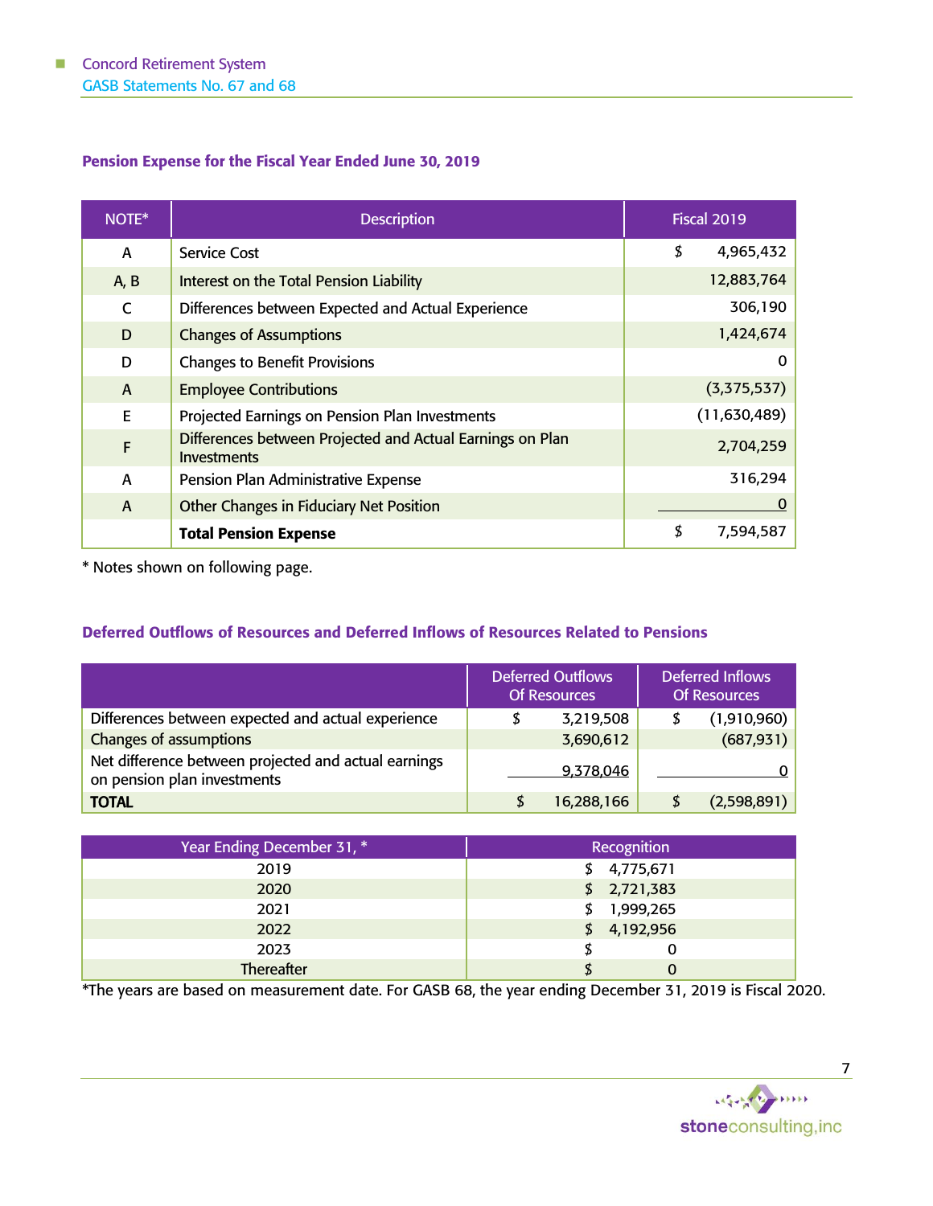### Pension Expense for the Fiscal Year Ended June 30, 2019

| NOTE* | Description | Fiscal 2019 |
|---|---|---|
| A | Service Cost | $ 4,965,432 |
| A, B | Interest on the Total Pension Liability | 12,883,764 |
| C | Differences between Expected and Actual Experience | 306,190 |
| D | Changes of Assumptions | 1,424,674 |
| D | Changes to Benefit Provisions | 0 |
| A | Employee Contributions | (3,375,537) |
| E | Projected Earnings on Pension Plan Investments | (11,630,489) |
| F | Differences between Projected and Actual Earnings on Plan Investments | 2,704,259 |
| A | Pension Plan Administrative Expense | 316,294 |
| A | Other Changes in Fiduciary Net Position | 0 |
| | **Total Pension Expense** | $ 7,594,587 |

* Notes shown on following page.

### Deferred Outflows of Resources and Deferred Inflows of Resources Related to Pensions

| | Deferred Outflows Of Resources | Deferred Inflows Of Resources |
|---|---|---|
| Differences between expected and actual experience | $ 3,219,508 | $ (1,910,960) |
| Changes of assumptions | 3,690,612 | (687,931) |
| Net difference between projected and actual earnings on pension plan investments | 9,378,046 | 0 |
| **TOTAL** | $ 16,288,166 | $ (2,598,891) |

| Year Ending December 31, * | Recognition |
|---|---|
| 2019 | $ 4,775,671 |
| 2020 | $ 2,721,383 |
| 2021 | $ 1,999,265 |
| 2022 | $ 4,192,956 |
| 2023 | $ 0 |
| Thereafter | $ 0 |

*The years are based on measurement date. For GASB 68, the year ending December 31, 2019 is Fiscal 2020.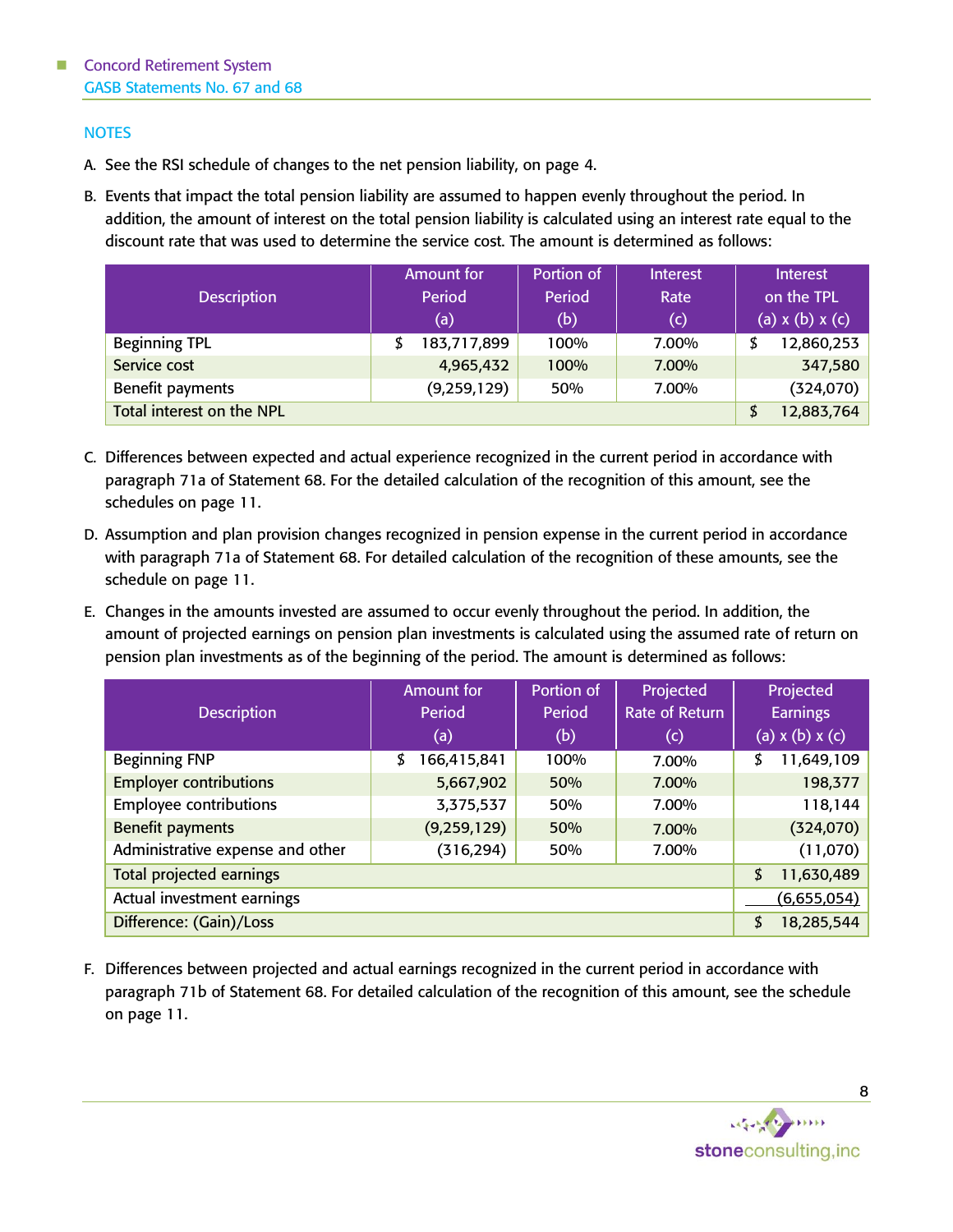## NOTES

A. See the RSI schedule of changes to the net pension liability, on page 4.

B. Events that impact the total pension liability are assumed to happen evenly throughout the period. In addition, the amount of interest on the total pension liability is calculated using an interest rate equal to the discount rate that was used to determine the service cost. The amount is determined as follows:

| Description | Amount for Period (a) | Portion of Period (b) | Interest Rate (c) | Interest on the TPL (a) x (b) x (c) |
|---|---|---|---|---|
| Beginning TPL | $ 183,717,899 | 100% | 7.00% | $ 12,860,253 |
| Service cost | 4,965,432 | 100% | 7.00% | 347,580 |
| Benefit payments | (9,259,129) | 50% | 7.00% | (324,070) |
| Total interest on the NPL | | | | $ 12,883,764 |

C. Differences between expected and actual experience recognized in the current period in accordance with paragraph 71a of Statement 68. For the detailed calculation of the recognition of this amount, see the schedules on page 11.

D. Assumption and plan provision changes recognized in pension expense in the current period in accordance with paragraph 71a of Statement 68. For detailed calculation of the recognition of these amounts, see the schedule on page 11.

E. Changes in the amounts invested are assumed to occur evenly throughout the period. In addition, the amount of projected earnings on pension plan investments is calculated using the assumed rate of return on pension plan investments as of the beginning of the period. The amount is determined as follows:

| Description | Amount for Period (a) | Portion of Period (b) | Projected Rate of Return (c) | Projected Earnings (a) x (b) x (c) |
|---|---|---|---|---|
| Beginning FNP | $ 166,415,841 | 100% | 7.00% | $ 11,649,109 |
| Employer contributions | 5,667,902 | 50% | 7.00% | 198,377 |
| Employee contributions | 3,375,537 | 50% | 7.00% | 118,144 |
| Benefit payments | (9,259,129) | 50% | 7.00% | (324,070) |
| Administrative expense and other | (316,294) | 50% | 7.00% | (11,070) |
| Total projected earnings | | | | $ 11,630,489 |
| Actual investment earnings | | | | (6,655,054) |
| Difference: (Gain)/Loss | | | | $ 18,285,544 |

F. Differences between projected and actual earnings recognized in the current period in accordance with paragraph 71b of Statement 68. For detailed calculation of the recognition of this amount, see the schedule on page 11.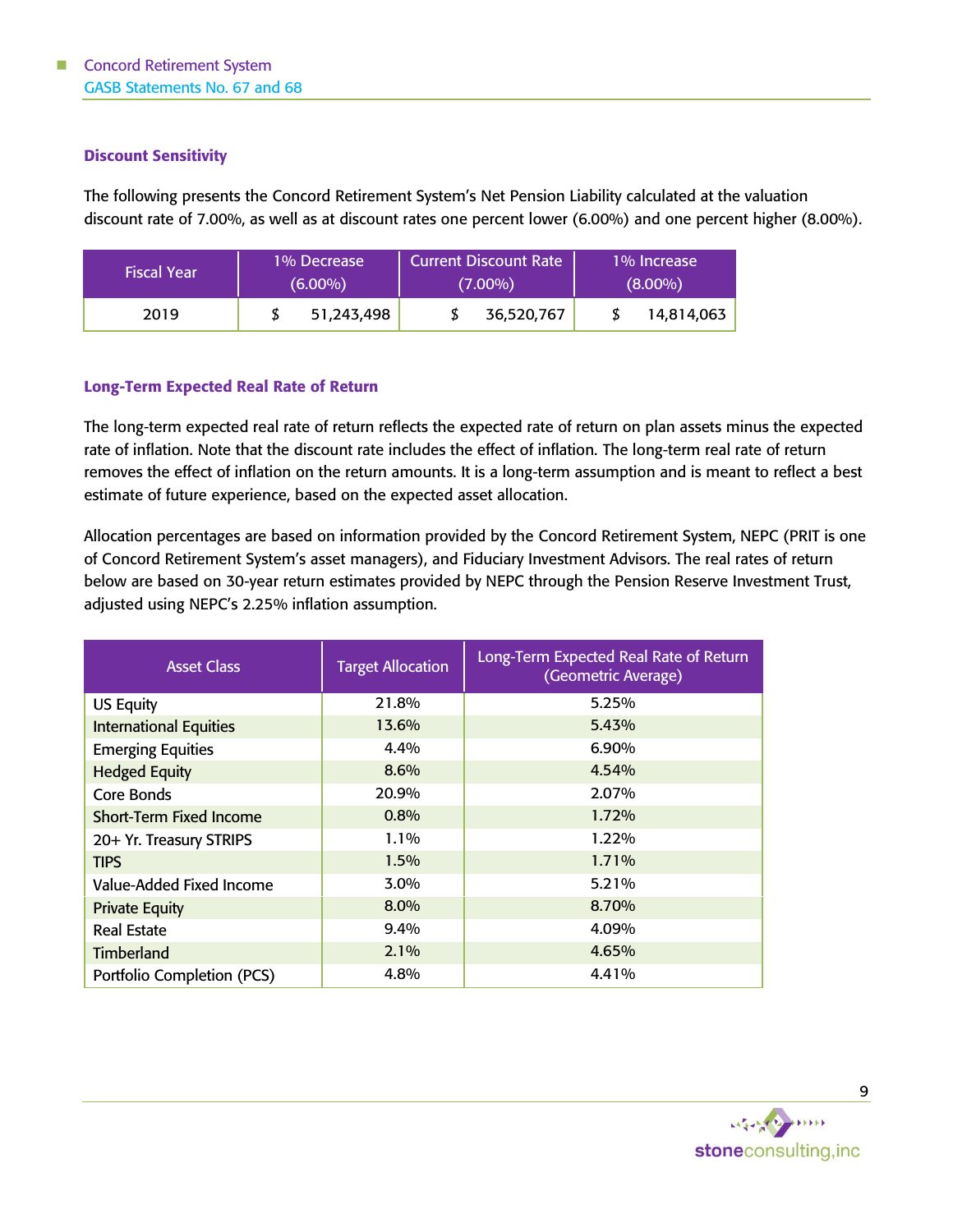### Discount Sensitivity

The following presents the Concord Retirement System's Net Pension Liability calculated at the valuation discount rate of 7.00%, as well as at discount rates one percent lower (6.00%) and one percent higher (8.00%).

| Fiscal Year | 1% Decrease (6.00%) | Current Discount Rate (7.00%) | 1% Increase (8.00%) |
|---|---|---|---|
| 2019 | $ 51,243,498 | $ 36,520,767 | $ 14,814,063 |

### Long-Term Expected Real Rate of Return

The long-term expected real rate of return reflects the expected rate of return on plan assets minus the expected rate of inflation. Note that the discount rate includes the effect of inflation. The long-term real rate of return removes the effect of inflation on the return amounts. It is a long-term assumption and is meant to reflect a best estimate of future experience, based on the expected asset allocation.

Allocation percentages are based on information provided by the Concord Retirement System, NEPC (PRIT is one of Concord Retirement System's asset managers), and Fiduciary Investment Advisors. The real rates of return below are based on 30-year return estimates provided by NEPC through the Pension Reserve Investment Trust, adjusted using NEPC's 2.25% inflation assumption.

| Asset Class | Target Allocation | Long-Term Expected Real Rate of Return (Geometric Average) |
|---|---|---|
| US Equity | 21.8% | 5.25% |
| International Equities | 13.6% | 5.43% |
| Emerging Equities | 4.4% | 6.90% |
| Hedged Equity | 8.6% | 4.54% |
| Core Bonds | 20.9% | 2.07% |
| Short-Term Fixed Income | 0.8% | 1.72% |
| 20+ Yr. Treasury STRIPS | 1.1% | 1.22% |
| TIPS | 1.5% | 1.71% |
| Value-Added Fixed Income | 3.0% | 5.21% |
| Private Equity | 8.0% | 8.70% |
| Real Estate | 9.4% | 4.09% |
| Timberland | 2.1% | 4.65% |
| Portfolio Completion (PCS) | 4.8% | 4.41% |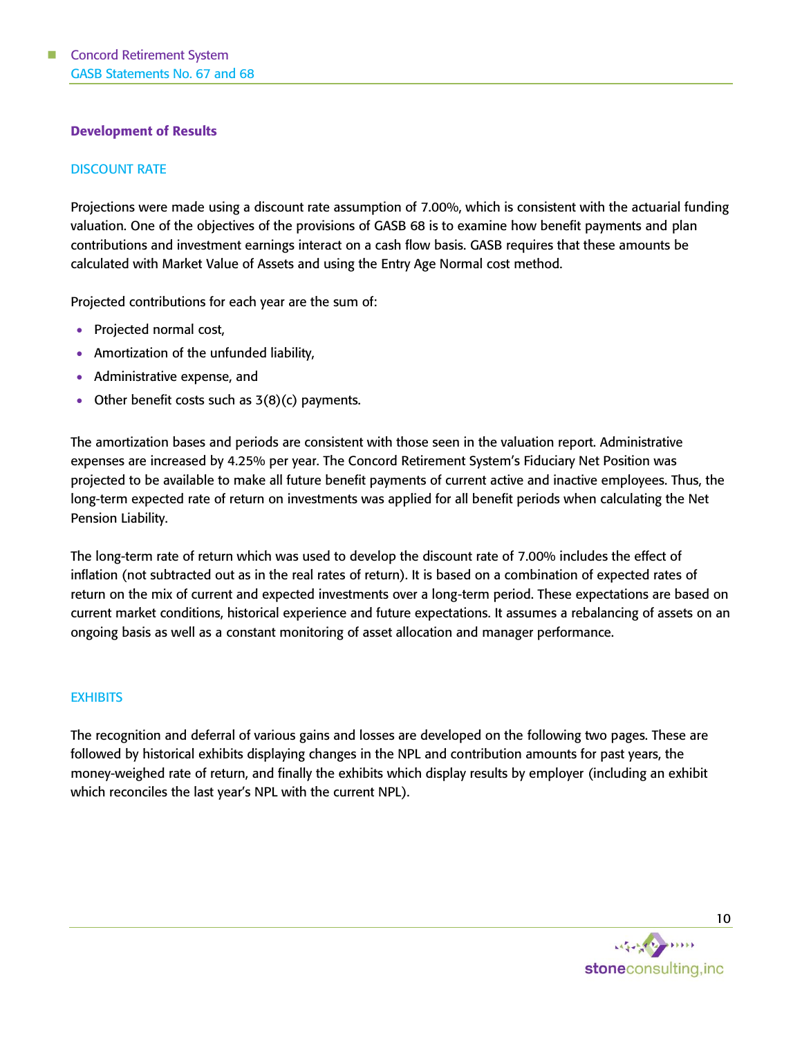## Development of Results

### DISCOUNT RATE

Projections were made using a discount rate assumption of 7.00%, which is consistent with the actuarial funding valuation. One of the objectives of the provisions of GASB 68 is to examine how benefit payments and plan contributions and investment earnings interact on a cash flow basis. GASB requires that these amounts be calculated with Market Value of Assets and using the Entry Age Normal cost method.

Projected contributions for each year are the sum of:

- Projected normal cost,
- Amortization of the unfunded liability,
- Administrative expense, and
- Other benefit costs such as 3(8)(c) payments.

The amortization bases and periods are consistent with those seen in the valuation report. Administrative expenses are increased by 4.25% per year. The Concord Retirement System's Fiduciary Net Position was projected to be available to make all future benefit payments of current active and inactive employees. Thus, the long-term expected rate of return on investments was applied for all benefit periods when calculating the Net Pension Liability.

The long-term rate of return which was used to develop the discount rate of 7.00% includes the effect of inflation (not subtracted out as in the real rates of return). It is based on a combination of expected rates of return on the mix of current and expected investments over a long-term period. These expectations are based on current market conditions, historical experience and future expectations. It assumes a rebalancing of assets on an ongoing basis as well as a constant monitoring of asset allocation and manager performance.

### EXHIBITS

The recognition and deferral of various gains and losses are developed on the following two pages. These are followed by historical exhibits displaying changes in the NPL and contribution amounts for past years, the money-weighed rate of return, and finally the exhibits which display results by employer (including an exhibit which reconciles the last year's NPL with the current NPL).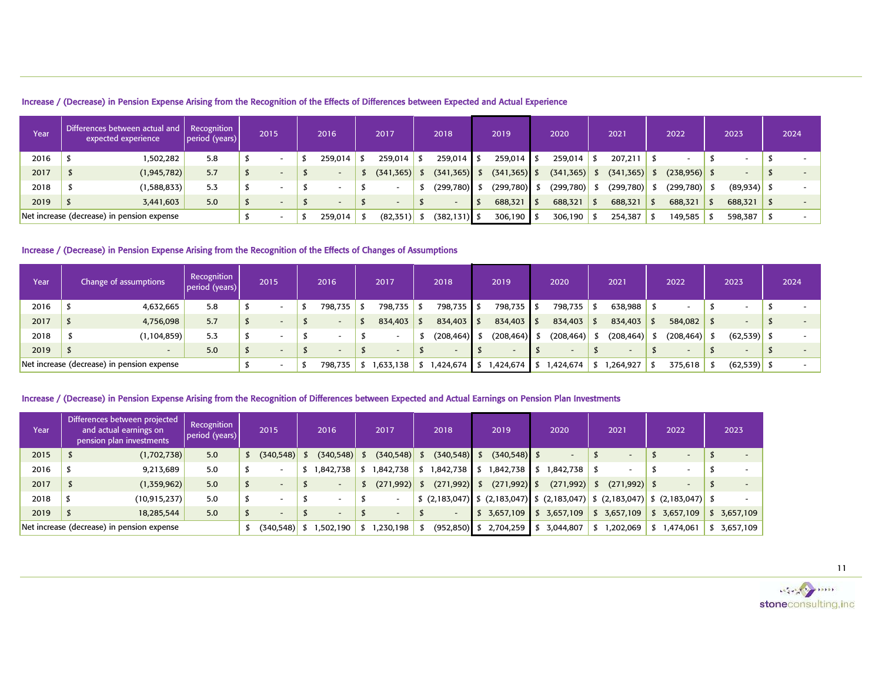### Increase / (Decrease) in Pension Expense Arising from the Recognition of the Effects of Differences between Expected and Actual Experience

| Year | Differences between actual and expected experience | Recognition period (years) | 2015 | 2016 | 2017 | 2018 | 2019 | 2020 | 2021 | 2022 | 2023 | 2024 |
|---|---|---|---|---|---|---|---|---|---|---|---|---|
| 2016 | $ 1,502,282 | 5.8 | $ - | $ 259,014 | $ 259,014 | $ 259,014 | $ 259,014 | $ 259,014 | $ 207,211 | $ - | $ - | $ - |
| 2017 | $ (1,945,782) | 5.7 | $ - | $ - | $ (341,365) | $ (341,365) | $ (341,365) | $ (341,365) | $ (341,365) | $ (238,956) | $ - | $ - |
| 2018 | $ (1,588,833) | 5.3 | $ - | $ - | $ - | $ (299,780) | $ (299,780) | $ (299,780) | $ (299,780) | $ (299,780) | $ (89,934) | $ - |
| 2019 | $ 3,441,603 | 5.0 | $ - | $ - | $ - | $ - | $ 688,321 | $ 688,321 | $ 688,321 | $ 688,321 | $ 688,321 | $ - |
| Net increase (decrease) in pension expense | | | $ - | $ 259,014 | $ (82,351) | $ (382,131) | $ 306,190 | $ 306,190 | $ 254,387 | $ 149,585 | $ 598,387 | $ - |

### Increase / (Decrease) in Pension Expense Arising from the Recognition of the Effects of Changes of Assumptions

| Year | Change of assumptions | Recognition period (years) | 2015 | 2016 | 2017 | 2018 | 2019 | 2020 | 2021 | 2022 | 2023 | 2024 |
|---|---|---|---|---|---|---|---|---|---|---|---|---|
| 2016 | $ 4,632,665 | 5.8 | $ - | $ 798,735 | $ 798,735 | $ 798,735 | $ 798,735 | $ 798,735 | $ 638,988 | $ - | $ - | $ - |
| 2017 | $ 4,756,098 | 5.7 | $ - | $ - | $ 834,403 | $ 834,403 | $ 834,403 | $ 834,403 | $ 834,403 | $ 584,082 | $ - | $ - |
| 2018 | $ (1,104,859) | 5.3 | $ - | $ - | $ - | $ (208,464) | $ (208,464) | $ (208,464) | $ (208,464) | $ (208,464) | $ (62,539) | $ - |
| 2019 | $ - | 5.0 | $ - | $ - | $ - | $ - | $ - | $ - | $ - | $ - | $ - | $ - |
| Net increase (decrease) in pension expense | | | $ - | $ 798,735 | $ 1,633,138 | $ 1,424,674 | $ 1,424,674 | $ 1,424,674 | $ 1,264,927 | $ 375,618 | $ (62,539) | $ - |

### Increase / (Decrease) in Pension Expense Arising from the Recognition of Differences between Expected and Actual Earnings on Pension Plan Investments

| Year | Differences between projected and actual earnings on pension plan investments | Recognition period (years) | 2015 | 2016 | 2017 | 2018 | 2019 | 2020 | 2021 | 2022 | 2023 |
|---|---|---|---|---|---|---|---|---|---|---|---|
| 2015 | $ (1,702,738) | 5.0 | $ (340,548) | $ (340,548) | $ (340,548) | $ (340,548) | $ (340,548) | $ - | $ - | $ - | $ - |
| 2016 | $ 9,213,689 | 5.0 | $ - | $ 1,842,738 | $ 1,842,738 | $ 1,842,738 | $ 1,842,738 | $ 1,842,738 | $ - | $ - | $ - |
| 2017 | $ (1,359,962) | 5.0 | $ - | $ - | $ (271,992) | $ (271,992) | $ (271,992) | $ (271,992) | $ (271,992) | $ - | $ - |
| 2018 | $ (10,915,237) | 5.0 | $ - | $ - | $ - | $ (2,183,047) | $ (2,183,047) | $ (2,183,047) | $ (2,183,047) | $ (2,183,047) | $ - |
| 2019 | $ 18,285,544 | 5.0 | $ - | $ - | $ - | $ - | $ 3,657,109 | $ 3,657,109 | $ 3,657,109 | $ 3,657,109 | $ 3,657,109 |
| Net increase (decrease) in pension expense | | | $ (340,548) | $ 1,502,190 | $ 1,230,198 | $ (952,850) | $ 2,704,259 | $ 3,044,807 | $ 1,202,069 | $ 1,474,061 | $ 3,657,109 |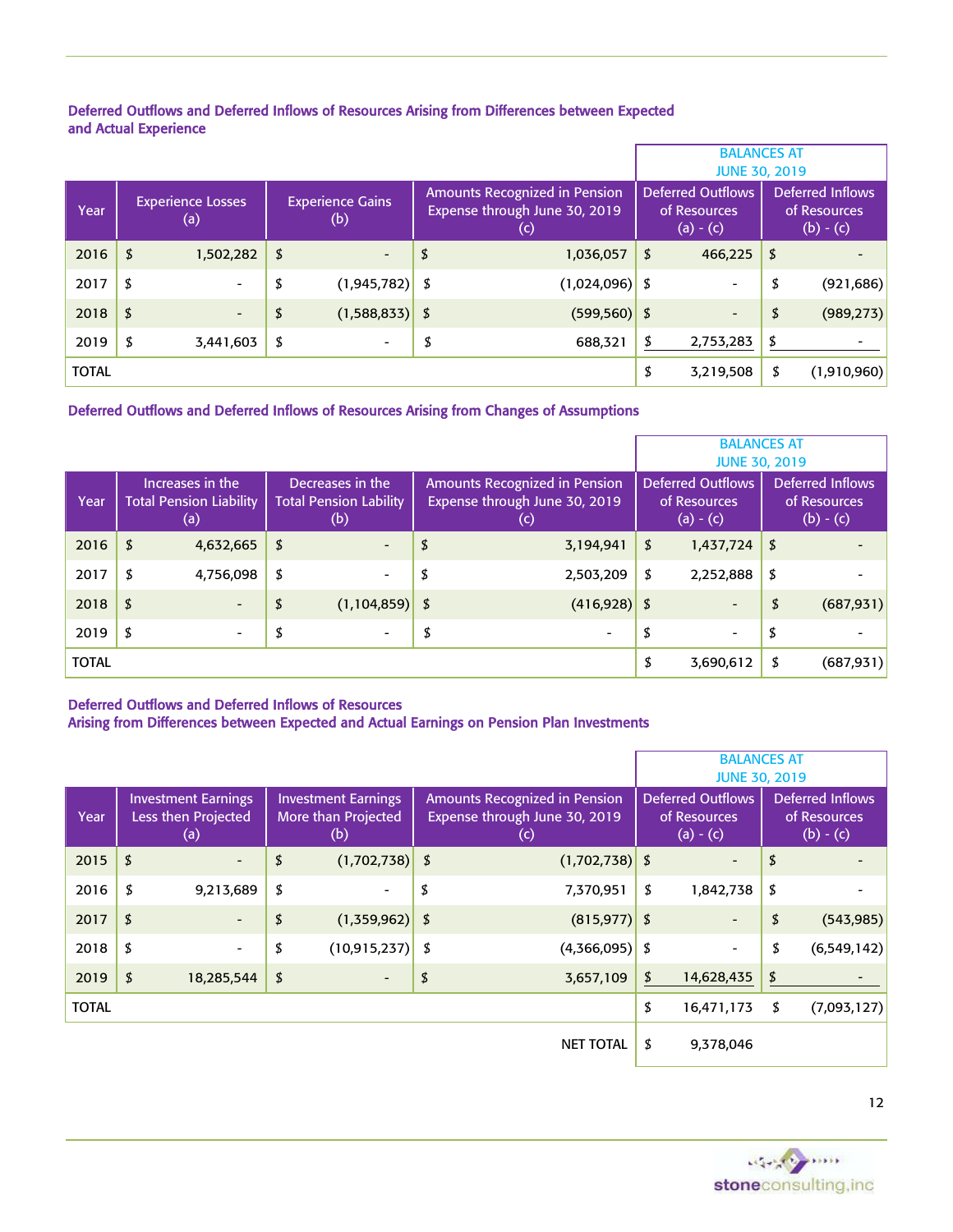### Deferred Outflows and Deferred Inflows of Resources Arising from Differences between Expected and Actual Experience

| Year | Experience Losses (a) | Experience Gains (b) | Amounts Recognized in Pension Expense through June 30, 2019 (c) | BALANCES AT JUNE 30, 2019 Deferred Outflows of Resources (a) - (c) | BALANCES AT JUNE 30, 2019 Deferred Inflows of Resources (b) - (c) |
|---|---|---|---|---|---|
| 2016 | $ 1,502,282 | $ - | $ 1,036,057 | $ 466,225 | $ - |
| 2017 | $ - | $ (1,945,782) | $ (1,024,096) | $ - | $ (921,686) |
| 2018 | $ - | $ (1,588,833) | $ (599,560) | $ - | $ (989,273) |
| 2019 | $ 3,441,603 | $ - | $ 688,321 | $ 2,753,283 | $ - |
| TOTAL | | | | $ 3,219,508 | $ (1,910,960) |

### Deferred Outflows and Deferred Inflows of Resources Arising from Changes of Assumptions

| Year | Increases in the Total Pension Liability (a) | Decreases in the Total Pension Lability (b) | Amounts Recognized in Pension Expense through June 30, 2019 (c) | BALANCES AT JUNE 30, 2019 Deferred Outflows of Resources (a) - (c) | BALANCES AT JUNE 30, 2019 Deferred Inflows of Resources (b) - (c) |
|---|---|---|---|---|---|
| 2016 | $ 4,632,665 | $ - | $ 3,194,941 | $ 1,437,724 | $ - |
| 2017 | $ 4,756,098 | $ - | $ 2,503,209 | $ 2,252,888 | $ - |
| 2018 | $ - | $ (1,104,859) | $ (416,928) | $ - | $ (687,931) |
| 2019 | $ - | $ - | $ - | $ - | $ - |
| TOTAL | | | | $ 3,690,612 | $ (687,931) |

### Deferred Outflows and Deferred Inflows of Resources Arising from Differences between Expected and Actual Earnings on Pension Plan Investments

| Year | Investment Earnings Less then Projected (a) | Investment Earnings More than Projected (b) | Amounts Recognized in Pension Expense through June 30, 2019 (c) | BALANCES AT JUNE 30, 2019 Deferred Outflows of Resources (a) - (c) | BALANCES AT JUNE 30, 2019 Deferred Inflows of Resources (b) - (c) |
|---|---|---|---|---|---|
| 2015 | $ - | $ (1,702,738) | $ (1,702,738) | $ - | $ - |
| 2016 | $ 9,213,689 | $ - | $ 7,370,951 | $ 1,842,738 | $ - |
| 2017 | $ - | $ (1,359,962) | $ (815,977) | $ - | $ (543,985) |
| 2018 | $ - | $ (10,915,237) | $ (4,366,095) | $ - | $ (6,549,142) |
| 2019 | $ 18,285,544 | $ - | $ 3,657,109 | $ 14,628,435 | $ - |
| TOTAL | | | | $ 16,471,173 | $ (7,093,127) |
| | | | NET TOTAL | $ 9,378,046 | |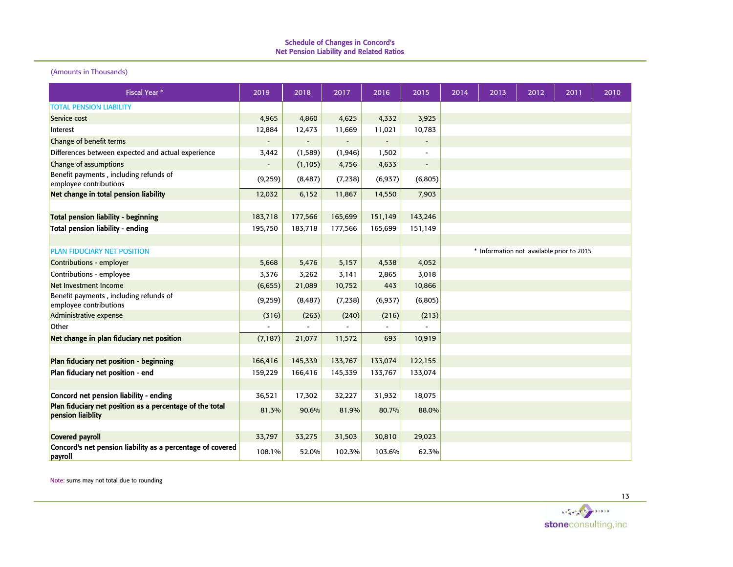## Schedule of Changes in Concord's Net Pension Liability and Related Ratios

(Amounts in Thousands)

| Fiscal Year * | 2019 | 2018 | 2017 | 2016 | 2015 | 2014 | 2013 | 2012 | 2011 | 2010 |
|---|---|---|---|---|---|---|---|---|---|---|
| TOTAL PENSION LIABILITY | | | | | | | | | | |
| Service cost | 4,965 | 4,860 | 4,625 | 4,332 | 3,925 | | | | | |
| Interest | 12,884 | 12,473 | 11,669 | 11,021 | 10,783 | | | | | |
| Change of benefit terms | - | - | - | - | - | | | | | |
| Differences between expected and actual experience | 3,442 | (1,589) | (1,946) | 1,502 | - | | | | | |
| Change of assumptions | - | (1,105) | 4,756 | 4,633 | - | | | | | |
| Benefit payments , including refunds of employee contributions | (9,259) | (8,487) | (7,238) | (6,937) | (6,805) | | | | | |
| **Net change in total pension liability** | 12,032 | 6,152 | 11,867 | 14,550 | 7,903 | | | | | |
| | | | | | | | | | | |
| **Total pension liability - beginning** | 183,718 | 177,566 | 165,699 | 151,149 | 143,246 | | | | | |
| **Total pension liability - ending** | 195,750 | 183,718 | 177,566 | 165,699 | 151,149 | | | | | |
| | | | | | | | | | | |
| PLAN FIDUCIARY NET POSITION | | | | | | | | | | |
| Contributions - employer | 5,668 | 5,476 | 5,157 | 4,538 | 4,052 | | | | | |
| Contributions - employee | 3,376 | 3,262 | 3,141 | 2,865 | 3,018 | | | | | |
| Net Investment Income | (6,655) | 21,089 | 10,752 | 443 | 10,866 | | | | | |
| Benefit payments , including refunds of employee contributions | (9,259) | (8,487) | (7,238) | (6,937) | (6,805) | | | | | |
| Administrative expense | (316) | (263) | (240) | (216) | (213) | | | | | |
| Other | - | - | - | - | - | | | | | |
| **Net change in plan fiduciary net position** | (7,187) | 21,077 | 11,572 | 693 | 10,919 | | | | | |
| | | | | | | | | | | |
| **Plan fiduciary net position - beginning** | 166,416 | 145,339 | 133,767 | 133,074 | 122,155 | | | | | |
| **Plan fiduciary net position - end** | 159,229 | 166,416 | 145,339 | 133,767 | 133,074 | | | | | |
| | | | | | | | | | | |
| **Concord net pension liability - ending** | 36,521 | 17,302 | 32,227 | 31,932 | 18,075 | | | | | |
| **Plan fiduciary net position as a percentage of the total pension liaiblity** | 81.3% | 90.6% | 81.9% | 80.7% | 88.0% | | | | | |
| | | | | | | | | | | |
| **Covered payroll** | 33,797 | 33,275 | 31,503 | 30,810 | 29,023 | | | | | |
| **Concord's net pension liability as a percentage of covered payroll** | 108.1% | 52.0% | 102.3% | 103.6% | 62.3% | | | | | |

\* Information not available prior to 2015

Note: sums may not total due to rounding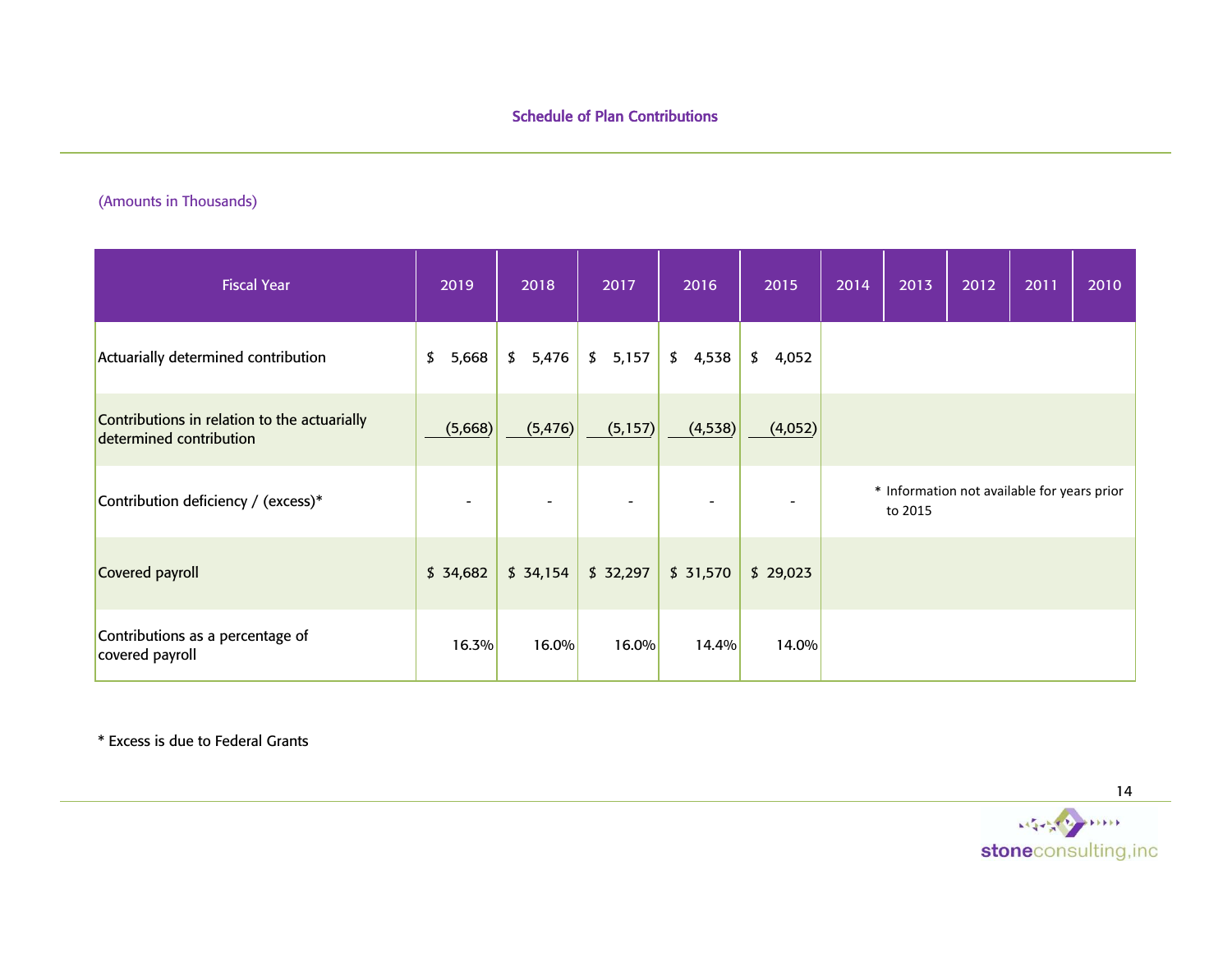## Schedule of Plan Contributions

(Amounts in Thousands)

| Fiscal Year | 2019 | 2018 | 2017 | 2016 | 2015 | 2014 | 2013 | 2012 | 2011 | 2010 |
|---|---|---|---|---|---|---|---|---|---|---|
| Actuarially determined contribution | $ 5,668 | $ 5,476 | $ 5,157 | $ 4,538 | $ 4,052 | | | | | |
| Contributions in relation to the actuarially determined contribution | (5,668) | (5,476) | (5,157) | (4,538) | (4,052) | | | | | |
| Contribution deficiency / (excess)* | - | - | - | - | - | * Information not available for years prior to 2015 | | | | |
| Covered payroll | $ 34,682 | $ 34,154 | $ 32,297 | $ 31,570 | $ 29,023 | | | | | |
| Contributions as a percentage of covered payroll | 16.3% | 16.0% | 16.0% | 14.4% | 14.0% | | | | | |

* Excess is due to Federal Grants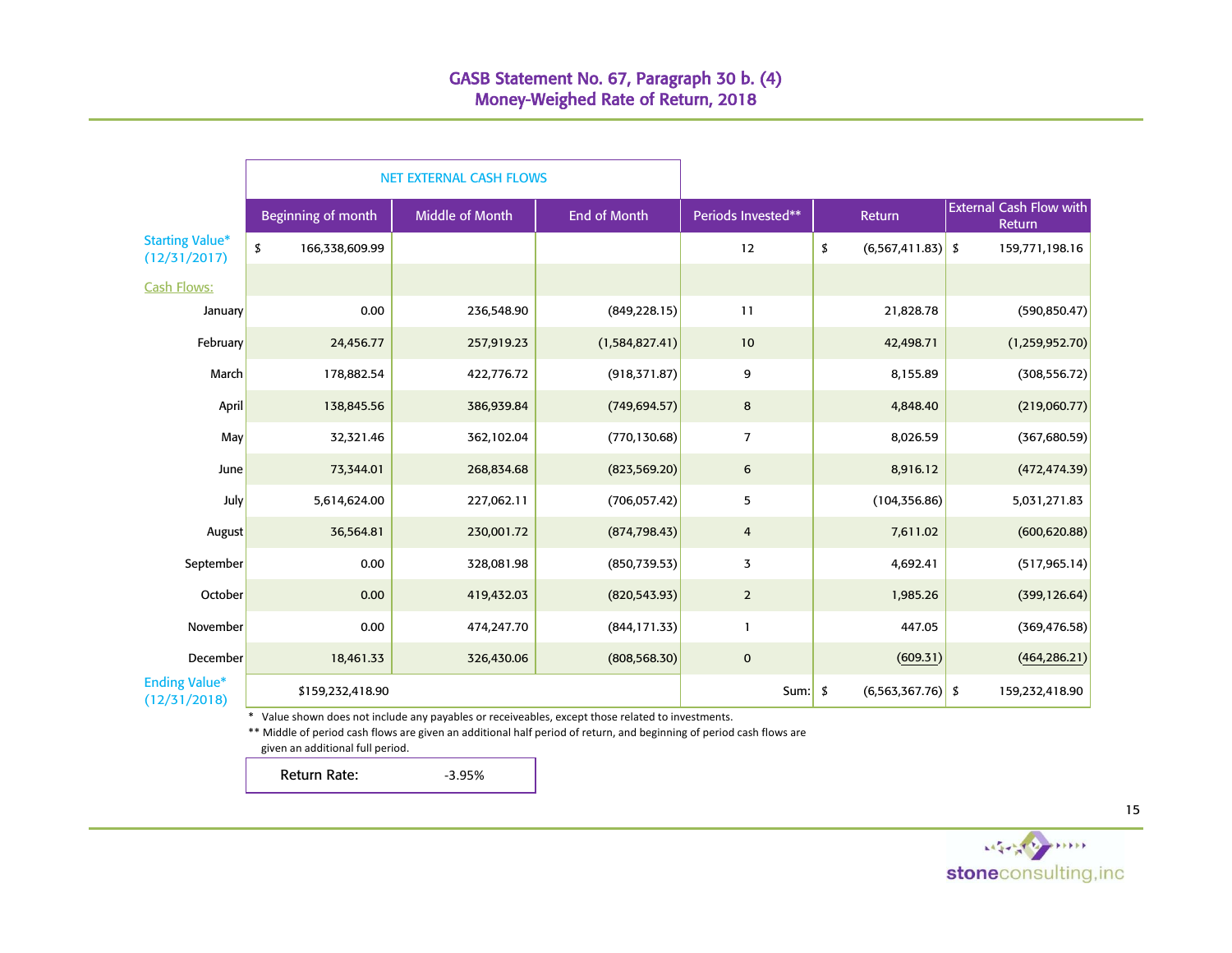## GASB Statement No. 67, Paragraph 30 b. (4)
## Money-Weighed Rate of Return, 2018

| | NET EXTERNAL CASH FLOWS | | | | | |
|---|---|---|---|---|---|---|
| | Beginning of month | Middle of Month | End of Month | Periods Invested** | Return | External Cash Flow with Return |
| Starting Value* (12/31/2017) | $ 166,338,609.99 | | | 12 | $ (6,567,411.83) | $ 159,771,198.16 |
| Cash Flows: | | | | | | |
| January | 0.00 | 236,548.90 | (849,228.15) | 11 | 21,828.78 | (590,850.47) |
| February | 24,456.77 | 257,919.23 | (1,584,827.41) | 10 | 42,498.71 | (1,259,952.70) |
| March | 178,882.54 | 422,776.72 | (918,371.87) | 9 | 8,155.89 | (308,556.72) |
| April | 138,845.56 | 386,939.84 | (749,694.57) | 8 | 4,848.40 | (219,060.77) |
| May | 32,321.46 | 362,102.04 | (770,130.68) | 7 | 8,026.59 | (367,680.59) |
| June | 73,344.01 | 268,834.68 | (823,569.20) | 6 | 8,916.12 | (472,474.39) |
| July | 5,614,624.00 | 227,062.11 | (706,057.42) | 5 | (104,356.86) | 5,031,271.83 |
| August | 36,564.81 | 230,001.72 | (874,798.43) | 4 | 7,611.02 | (600,620.88) |
| September | 0.00 | 328,081.98 | (850,739.53) | 3 | 4,692.41 | (517,965.14) |
| October | 0.00 | 419,432.03 | (820,543.93) | 2 | 1,985.26 | (399,126.64) |
| November | 0.00 | 474,247.70 | (844,171.33) | 1 | 447.05 | (369,476.58) |
| December | 18,461.33 | 326,430.06 | (808,568.30) | 0 | (609.31) | (464,286.21) |
| Ending Value* (12/31/2018) | $159,232,418.90 | | | Sum: | $ (6,563,367.76) | $ 159,232,418.90 |

\* Value shown does not include any payables or receiveables, except those related to investments.

** Middle of period cash flows are given an additional half period of return, and beginning of period cash flows are given an additional full period.

| Return Rate: | -3.95% |
|---|---|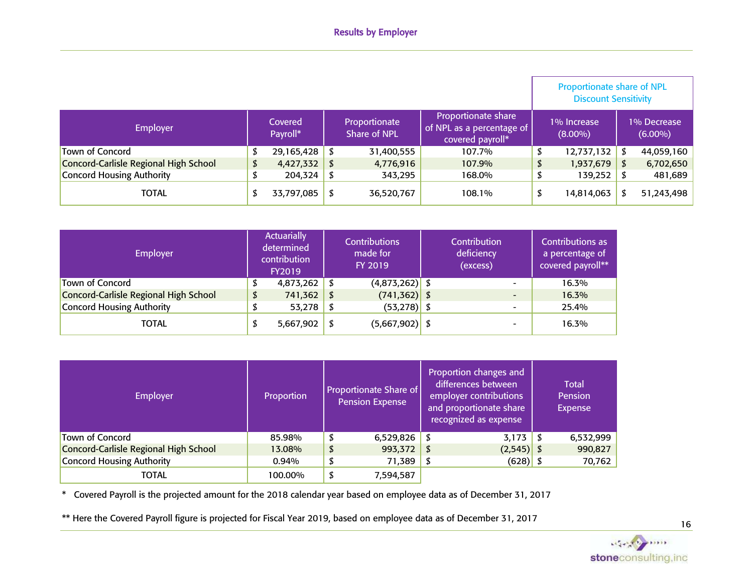## Results by Employer

| Employer | Covered Payroll* | Proportionate Share of NPL | Proportionate share of NPL as a percentage of covered payroll* | Proportionate share of NPL Discount Sensitivity | |
|---|---|---|---|---|---|
| | | | | 1% Increase (8.00%) | 1% Decrease (6.00%) |
| Town of Concord | $ 29,165,428 | $ 31,400,555 | 107.7% | $ 12,737,132 | $ 44,059,160 |
| Concord-Carlisle Regional High School | $ 4,427,332 | $ 4,776,916 | 107.9% | $ 1,937,679 | $ 6,702,650 |
| Concord Housing Authority | $ 204,324 | $ 343,295 | 168.0% | $ 139,252 | $ 481,689 |
| TOTAL | $ 33,797,085 | $ 36,520,767 | 108.1% | $ 14,814,063 | $ 51,243,498 |

| Employer | Actuarially determined contribution FY2019 | Contributions made for FY 2019 | Contribution deficiency (excess) | Contributions as a percentage of covered payroll** |
|---|---|---|---|---|
| Town of Concord | $ 4,873,262 | $ (4,873,262) | $ - | 16.3% |
| Concord-Carlisle Regional High School | $ 741,362 | $ (741,362) | $ - | 16.3% |
| Concord Housing Authority | $ 53,278 | $ (53,278) | $ - | 25.4% |
| TOTAL | $ 5,667,902 | $ (5,667,902) | $ - | 16.3% |

| Employer | Proportion | Proportionate Share of Pension Expense | Proportion changes and differences between employer contributions and proportionate share recognized as expense | Total Pension Expense |
|---|---|---|---|---|
| Town of Concord | 85.98% | $ 6,529,826 | $ 3,173 | $ 6,532,999 |
| Concord-Carlisle Regional High School | 13.08% | $ 993,372 | $ (2,545) | $ 990,827 |
| Concord Housing Authority | 0.94% | $ 71,389 | $ (628) | $ 70,762 |
| TOTAL | 100.00% | $ 7,594,587 | | |

\* Covered Payroll is the projected amount for the 2018 calendar year based on employee data as of December 31, 2017

** Here the Covered Payroll figure is projected for Fiscal Year 2019, based on employee data as of December 31, 2017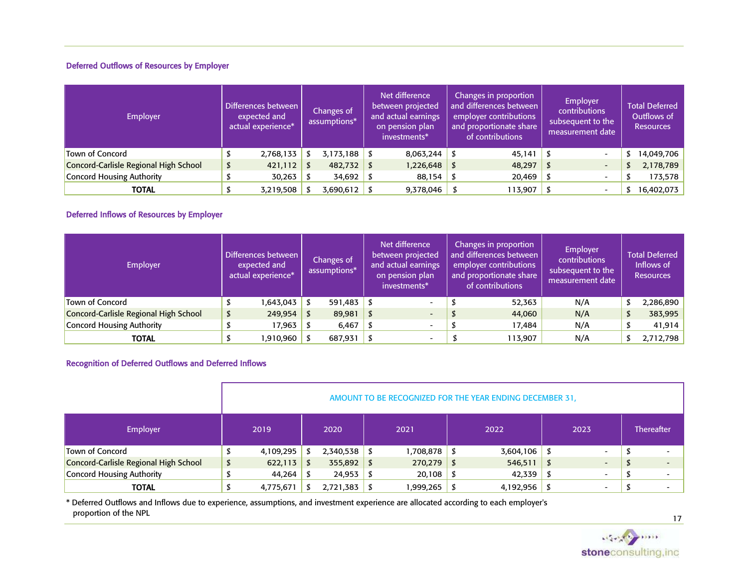### Deferred Outflows of Resources by Employer

| Employer | Differences between expected and actual experience* | Changes of assumptions* | Net difference between projected and actual earnings on pension plan investments* | Changes in proportion and differences between employer contributions and proportionate share of contributions | Employer contributions subsequent to the measurement date | Total Deferred Outflows of Resources |
|---|---|---|---|---|---|---|
| Town of Concord | $ 2,768,133 | $ 3,173,188 | $ 8,063,244 | $ 45,141 | $ - | $ 14,049,706 |
| Concord-Carlisle Regional High School | $ 421,112 | $ 482,732 | $ 1,226,648 | $ 48,297 | $ - | $ 2,178,789 |
| Concord Housing Authority | $ 30,263 | $ 34,692 | $ 88,154 | $ 20,469 | $ - | $ 173,578 |
| **TOTAL** | $ 3,219,508 | $ 3,690,612 | $ 9,378,046 | $ 113,907 | $ - | $ 16,402,073 |

### Deferred Inflows of Resources by Employer

| Employer | Differences between expected and actual experience* | Changes of assumptions* | Net difference between projected and actual earnings on pension plan investments* | Changes in proportion and differences between employer contributions and proportionate share of contributions | Employer contributions subsequent to the measurement date | Total Deferred Inflows of Resources |
|---|---|---|---|---|---|---|
| Town of Concord | $ 1,643,043 | $ 591,483 | $ - | $ 52,363 | N/A | $ 2,286,890 |
| Concord-Carlisle Regional High School | $ 249,954 | $ 89,981 | $ - | $ 44,060 | N/A | $ 383,995 |
| Concord Housing Authority | $ 17,963 | $ 6,467 | $ - | $ 17,484 | N/A | $ 41,914 |
| **TOTAL** | $ 1,910,960 | $ 687,931 | $ - | $ 113,907 | N/A | $ 2,712,798 |

### Recognition of Deferred Outflows and Deferred Inflows

| | AMOUNT TO BE RECOGNIZED FOR THE YEAR ENDING DECEMBER 31, | | | | | |
|---|---|---|---|---|---|---|
| Employer | 2019 | 2020 | 2021 | 2022 | 2023 | Thereafter |
| Town of Concord | $ 4,109,295 | $ 2,340,538 | $ 1,708,878 | $ 3,604,106 | $ - | $ - |
| Concord-Carlisle Regional High School | $ 622,113 | $ 355,892 | $ 270,279 | $ 546,511 | $ - | $ - |
| Concord Housing Authority | $ 44,264 | $ 24,953 | $ 20,108 | $ 42,339 | $ - | $ - |
| **TOTAL** | $ 4,775,671 | $ 2,721,383 | $ 1,999,265 | $ 4,192,956 | $ - | $ - |

* Deferred Outflows and Inflows due to experience, assumptions, and investment experience are allocated according to each employer's proportion of the NPL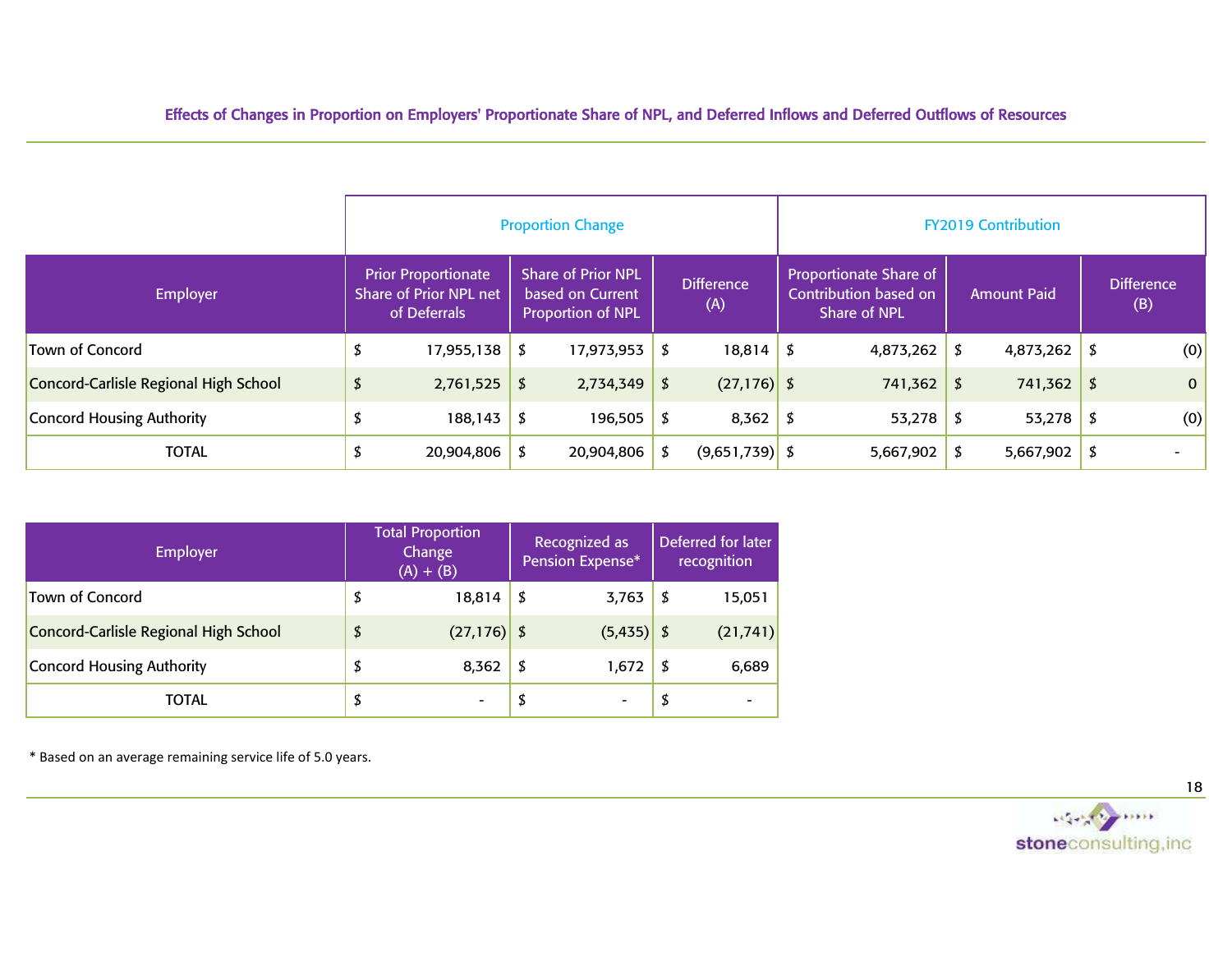## Effects of Changes in Proportion on Employers' Proportionate Share of NPL, and Deferred Inflows and Deferred Outflows of Resources

| | Proportion Change | | | FY2019 Contribution | | |
|---|---|---|---|---|---|---|
| Employer | Prior Proportionate Share of Prior NPL net of Deferrals | Share of Prior NPL based on Current Proportion of NPL | Difference (A) | Proportionate Share of Contribution based on Share of NPL | Amount Paid | Difference (B) |
| Town of Concord | $ 17,955,138 | $ 17,973,953 | $ 18,814 | $ 4,873,262 | $ 4,873,262 | $ (0) |
| Concord-Carlisle Regional High School | $ 2,761,525 | $ 2,734,349 | $ (27,176) | $ 741,362 | $ 741,362 | $ 0 |
| Concord Housing Authority | $ 188,143 | $ 196,505 | $ 8,362 | $ 53,278 | $ 53,278 | $ (0) |
| TOTAL | $ 20,904,806 | $ 20,904,806 | $ (9,651,739) | $ 5,667,902 | $ 5,667,902 | $ - |

| Employer | Total Proportion Change (A) + (B) | Recognized as Pension Expense* | Deferred for later recognition |
|---|---|---|---|
| Town of Concord | $ 18,814 | $ 3,763 | $ 15,051 |
| Concord-Carlisle Regional High School | $ (27,176) | $ (5,435) | $ (21,741) |
| Concord Housing Authority | $ 8,362 | $ 1,672 | $ 6,689 |
| TOTAL | $ - | $ - | $ - |

* Based on an average remaining service life of 5.0 years.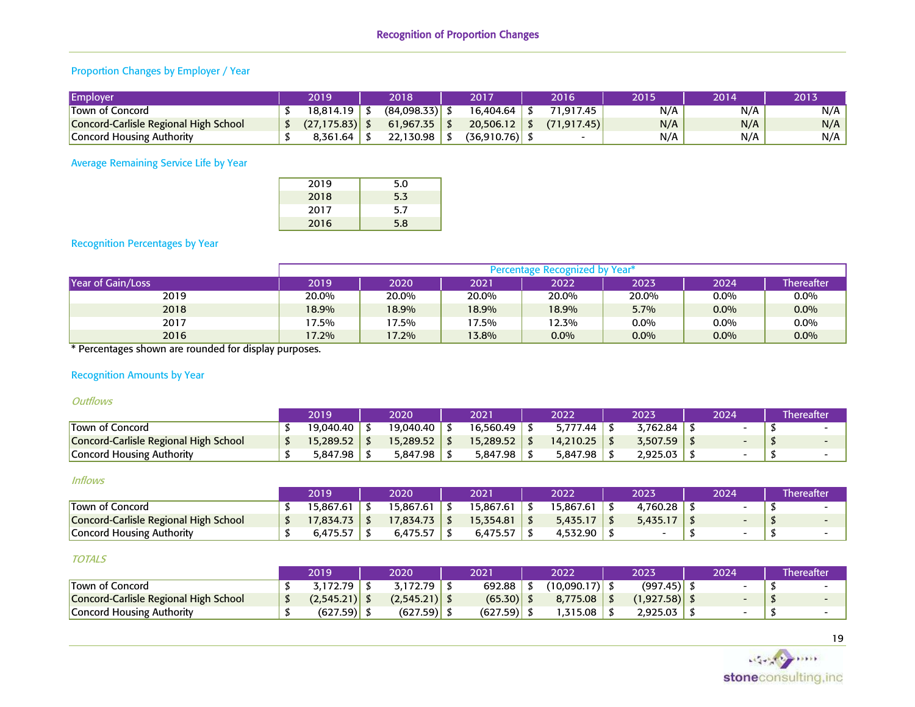# Recognition of Proportion Changes

## Proportion Changes by Employer / Year

| Employer | 2019 | 2018 | 2017 | 2016 | 2015 | 2014 | 2013 |
|---|---|---|---|---|---|---|---|
| Town of Concord | $ 18,814.19 | $ (84,098.33) | $ 16,404.64 | $ 71,917.45 | N/A | N/A | N/A |
| Concord-Carlisle Regional High School | $ (27,175.83) | $ 61,967.35 | $ 20,506.12 | $ (71,917.45) | N/A | N/A | N/A |
| Concord Housing Authority | $ 8,361.64 | $ 22,130.98 | $ (36,910.76) | $ - | N/A | N/A | N/A |

## Average Remaining Service Life by Year

| Year | Average Remaining Service Life |
|---|---|
| 2019 | 5.0 |
| 2018 | 5.3 |
| 2017 | 5.7 |
| 2016 | 5.8 |

## Recognition Percentages by Year

| | Percentage Recognized by Year* | | | | | | |
|---|---|---|---|---|---|---|---|
| Year of Gain/Loss | 2019 | 2020 | 2021 | 2022 | 2023 | 2024 | Thereafter |
| 2019 | 20.0% | 20.0% | 20.0% | 20.0% | 20.0% | 0.0% | 0.0% |
| 2018 | 18.9% | 18.9% | 18.9% | 18.9% | 5.7% | 0.0% | 0.0% |
| 2017 | 17.5% | 17.5% | 17.5% | 12.3% | 0.0% | 0.0% | 0.0% |
| 2016 | 17.2% | 17.2% | 13.8% | 0.0% | 0.0% | 0.0% | 0.0% |

* Percentages shown are rounded for display purposes.

## Recognition Amounts by Year

### *Outflows*

| | 2019 | 2020 | 2021 | 2022 | 2023 | 2024 | Thereafter |
|---|---|---|---|---|---|---|---|
| Town of Concord | $ 19,040.40 | $ 19,040.40 | $ 16,560.49 | $ 5,777.44 | $ 3,762.84 | $ - | $ - |
| Concord-Carlisle Regional High School | $ 15,289.52 | $ 15,289.52 | $ 15,289.52 | $ 14,210.25 | $ 3,507.59 | $ - | $ - |
| Concord Housing Authority | $ 5,847.98 | $ 5,847.98 | $ 5,847.98 | $ 5,847.98 | $ 2,925.03 | $ - | $ - |

### *Inflows*

| | 2019 | 2020 | 2021 | 2022 | 2023 | 2024 | Thereafter |
|---|---|---|---|---|---|---|---|
| Town of Concord | $ 15,867.61 | $ 15,867.61 | $ 15,867.61 | $ 15,867.61 | $ 4,760.28 | $ - | $ - |
| Concord-Carlisle Regional High School | $ 17,834.73 | $ 17,834.73 | $ 15,354.81 | $ 5,435.17 | $ 5,435.17 | $ - | $ - |
| Concord Housing Authority | $ 6,475.57 | $ 6,475.57 | $ 6,475.57 | $ 4,532.90 | $ - | $ - | $ - |

### *TOTALS*

| | 2019 | 2020 | 2021 | 2022 | 2023 | 2024 | Thereafter |
|---|---|---|---|---|---|---|---|
| Town of Concord | $ 3,172.79 | $ 3,172.79 | $ 692.88 | $ (10,090.17) | $ (997.45) | $ - | $ - |
| Concord-Carlisle Regional High School | $ (2,545.21) | $ (2,545.21) | $ (65.30) | $ 8,775.08 | $ (1,927.58) | $ - | $ - |
| Concord Housing Authority | $ (627.59) | $ (627.59) | $ (627.59) | $ 1,315.08 | $ 2,925.03 | $ - | $ - |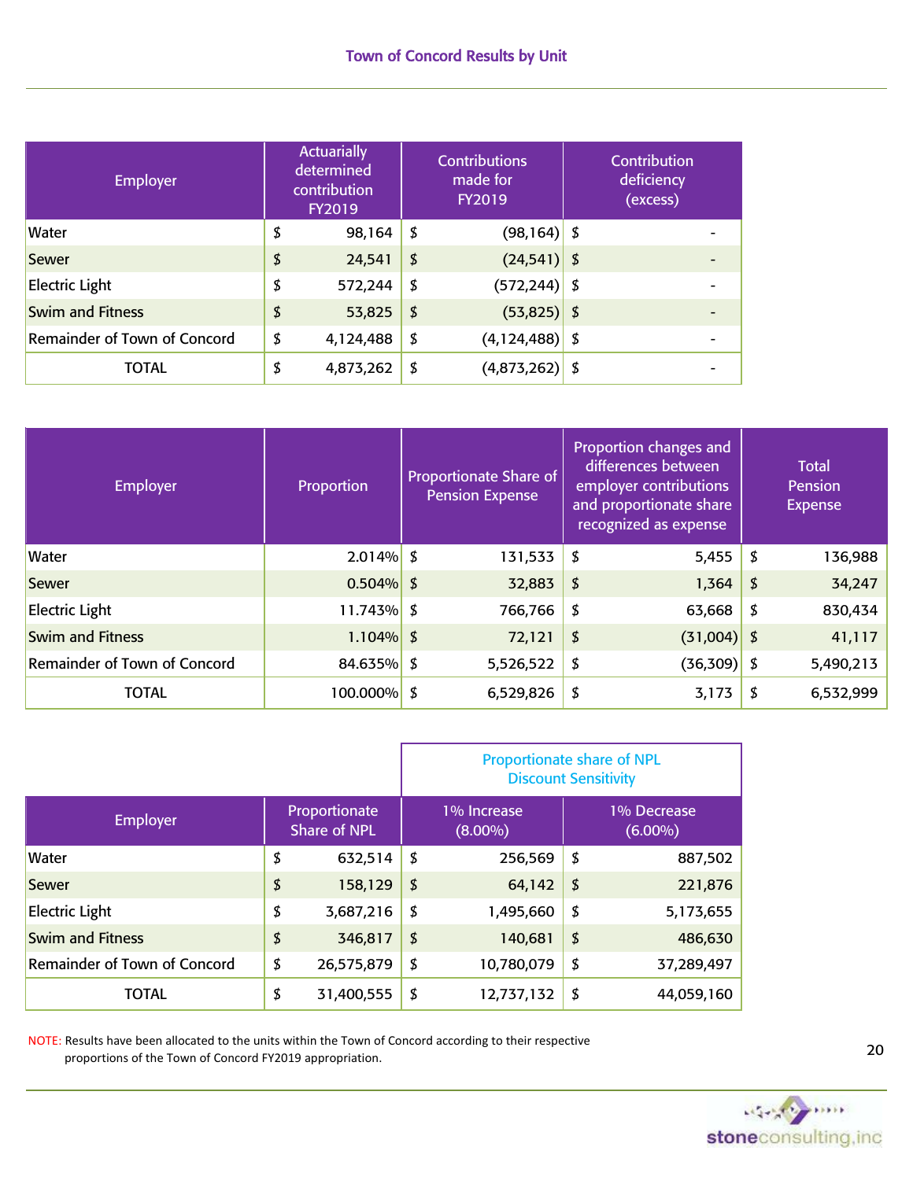## Town of Concord Results by Unit

| Employer | Actuarially determined contribution FY2019 | Contributions made for FY2019 | Contribution deficiency (excess) |
|---|---|---|---|
| Water | $ 98,164 | $ (98,164) | $ - |
| Sewer | $ 24,541 | $ (24,541) | $ - |
| Electric Light | $ 572,244 | $ (572,244) | $ - |
| Swim and Fitness | $ 53,825 | $ (53,825) | $ - |
| Remainder of Town of Concord | $ 4,124,488 | $ (4,124,488) | $ - |
| TOTAL | $ 4,873,262 | $ (4,873,262) | $ - |

| Employer | Proportion | Proportionate Share of Pension Expense | Proportion changes and differences between employer contributions and proportionate share recognized as expense | Total Pension Expense |
|---|---|---|---|---|
| Water | 2.014% | $ 131,533 | $ 5,455 | $ 136,988 |
| Sewer | 0.504% | $ 32,883 | $ 1,364 | $ 34,247 |
| Electric Light | 11.743% | $ 766,766 | $ 63,668 | $ 830,434 |
| Swim and Fitness | 1.104% | $ 72,121 | $ (31,004) | $ 41,117 |
| Remainder of Town of Concord | 84.635% | $ 5,526,522 | $ (36,309) | $ 5,490,213 |
| TOTAL | 100.000% | $ 6,529,826 | $ 3,173 | $ 6,532,999 |

| | | Proportionate share of NPL Discount Sensitivity | |
|---|---|---|---|
| Employer | Proportionate Share of NPL | 1% Increase (8.00%) | 1% Decrease (6.00%) |
| Water | $ 632,514 | $ 256,569 | $ 887,502 |
| Sewer | $ 158,129 | $ 64,142 | $ 221,876 |
| Electric Light | $ 3,687,216 | $ 1,495,660 | $ 5,173,655 |
| Swim and Fitness | $ 346,817 | $ 140,681 | $ 486,630 |
| Remainder of Town of Concord | $ 26,575,879 | $ 10,780,079 | $ 37,289,497 |
| TOTAL | $ 31,400,555 | $ 12,737,132 | $ 44,059,160 |

NOTE: Results have been allocated to the units within the Town of Concord according to their respective proportions of the Town of Concord FY2019 appropriation.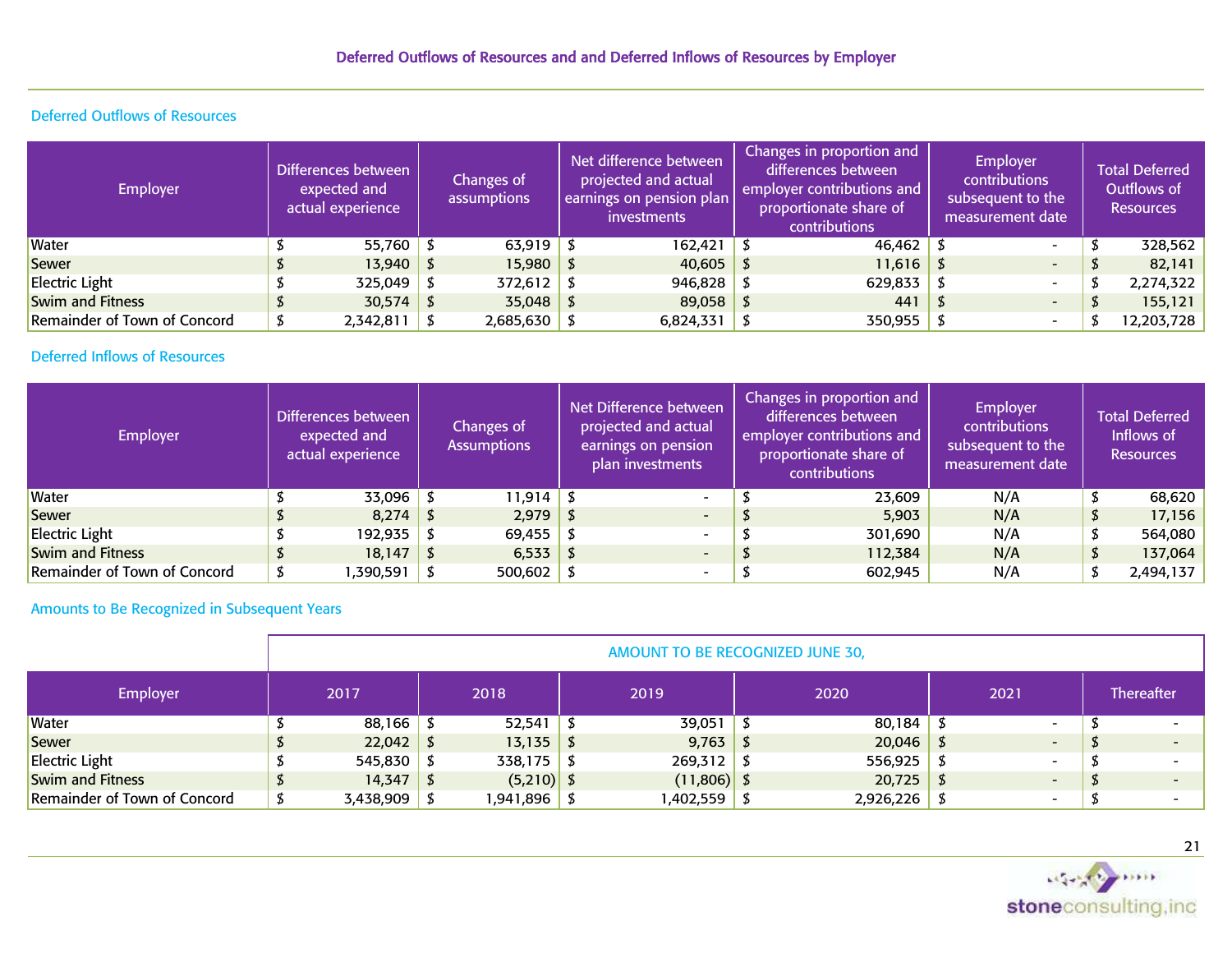## Deferred Outflows of Resources and and Deferred Inflows of Resources by Employer

### Deferred Outflows of Resources

| Employer | Differences between expected and actual experience | Changes of assumptions | Net difference between projected and actual earnings on pension plan investments | Changes in proportion and differences between employer contributions and proportionate share of contributions | Employer contributions subsequent to the measurement date | Total Deferred Outflows of Resources |
|---|---|---|---|---|---|---|
| Water | $ 55,760 | $ 63,919 | $ 162,421 | $ 46,462 | $ - | $ 328,562 |
| Sewer | $ 13,940 | $ 15,980 | $ 40,605 | $ 11,616 | $ - | $ 82,141 |
| Electric Light | $ 325,049 | $ 372,612 | $ 946,828 | $ 629,833 | $ - | $ 2,274,322 |
| Swim and Fitness | $ 30,574 | $ 35,048 | $ 89,058 | $ 441 | $ - | $ 155,121 |
| Remainder of Town of Concord | $ 2,342,811 | $ 2,685,630 | $ 6,824,331 | $ 350,955 | $ - | $ 12,203,728 |

### Deferred Inflows of Resources

| Employer | Differences between expected and actual experience | Changes of Assumptions | Net Difference between projected and actual earnings on pension plan investments | Changes in proportion and differences between employer contributions and proportionate share of contributions | Employer contributions subsequent to the measurement date | Total Deferred Inflows of Resources |
|---|---|---|---|---|---|---|
| Water | $ 33,096 | $ 11,914 | $ - | $ 23,609 | N/A | $ 68,620 |
| Sewer | $ 8,274 | $ 2,979 | $ - | $ 5,903 | N/A | $ 17,156 |
| Electric Light | $ 192,935 | $ 69,455 | $ - | $ 301,690 | N/A | $ 564,080 |
| Swim and Fitness | $ 18,147 | $ 6,533 | $ - | $ 112,384 | N/A | $ 137,064 |
| Remainder of Town of Concord | $ 1,390,591 | $ 500,602 | $ - | $ 602,945 | N/A | $ 2,494,137 |

### Amounts to Be Recognized in Subsequent Years

| | AMOUNT TO BE RECOGNIZED JUNE 30, | | | | | |
|---|---|---|---|---|---|---|
| Employer | 2017 | 2018 | 2019 | 2020 | 2021 | Thereafter |
| Water | $ 88,166 | $ 52,541 | $ 39,051 | $ 80,184 | $ - | $ - |
| Sewer | $ 22,042 | $ 13,135 | $ 9,763 | $ 20,046 | $ - | $ - |
| Electric Light | $ 545,830 | $ 338,175 | $ 269,312 | $ 556,925 | $ - | $ - |
| Swim and Fitness | $ 14,347 | $ (5,210) | $ (11,806) | $ 20,725 | $ - | $ - |
| Remainder of Town of Concord | $ 3,438,909 | $ 1,941,896 | $ 1,402,559 | $ 2,926,226 | $ - | $ - |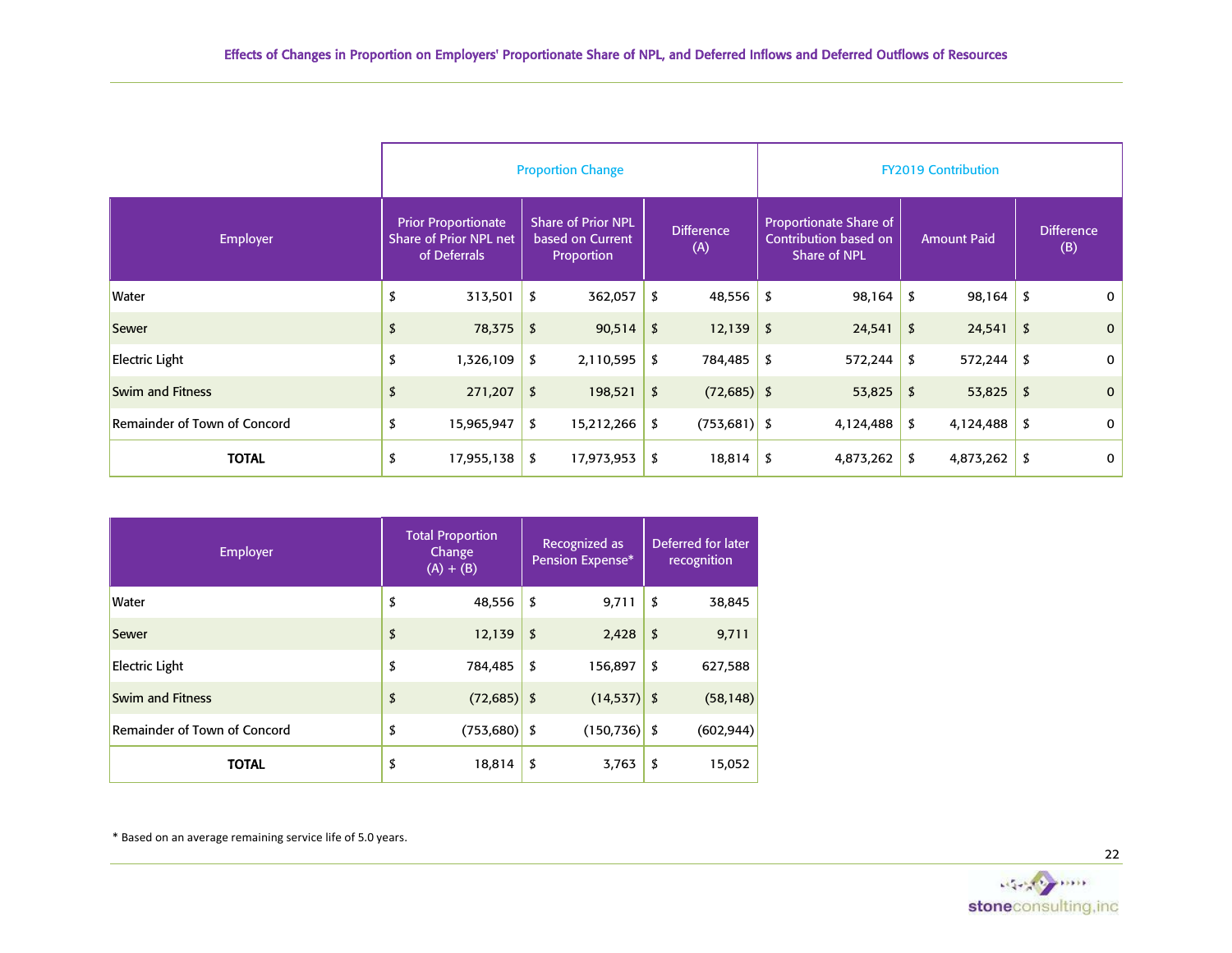## Effects of Changes in Proportion on Employers' Proportionate Share of NPL, and Deferred Inflows and Deferred Outflows of Resources

| | Proportion Change | | | FY2019 Contribution | | |
|---|---|---|---|---|---|---|
| Employer | Prior Proportionate Share of Prior NPL net of Deferrals | Share of Prior NPL based on Current Proportion | Difference (A) | Proportionate Share of Contribution based on Share of NPL | Amount Paid | Difference (B) |
| Water | $ 313,501 | $ 362,057 | $ 48,556 | $ 98,164 | $ 98,164 | $ 0 |
| Sewer | $ 78,375 | $ 90,514 | $ 12,139 | $ 24,541 | $ 24,541 | $ 0 |
| Electric Light | $ 1,326,109 | $ 2,110,595 | $ 784,485 | $ 572,244 | $ 572,244 | $ 0 |
| Swim and Fitness | $ 271,207 | $ 198,521 | $ (72,685) | $ 53,825 | $ 53,825 | $ 0 |
| Remainder of Town of Concord | $ 15,965,947 | $ 15,212,266 | $ (753,681) | $ 4,124,488 | $ 4,124,488 | $ 0 |
| **TOTAL** | $ 17,955,138 | $ 17,973,953 | $ 18,814 | $ 4,873,262 | $ 4,873,262 | $ 0 |

| Employer | Total Proportion Change (A) + (B) | Recognized as Pension Expense* | Deferred for later recognition |
|---|---|---|---|
| Water | $ 48,556 | $ 9,711 | $ 38,845 |
| Sewer | $ 12,139 | $ 2,428 | $ 9,711 |
| Electric Light | $ 784,485 | $ 156,897 | $ 627,588 |
| Swim and Fitness | $ (72,685) | $ (14,537) | $ (58,148) |
| Remainder of Town of Concord | $ (753,680) | $ (150,736) | $ (602,944) |
| **TOTAL** | $ 18,814 | $ 3,763 | $ 15,052 |

* Based on an average remaining service life of 5.0 years.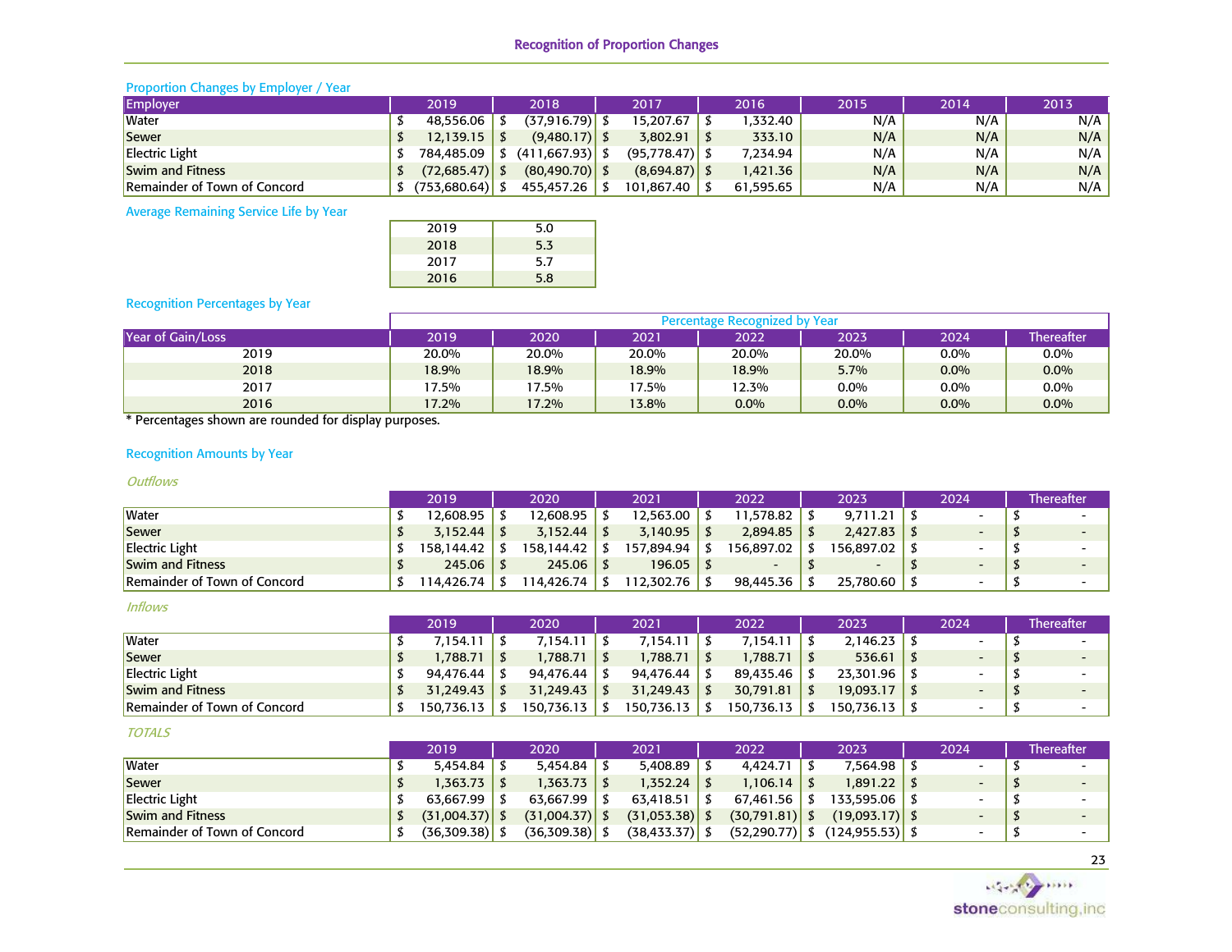## Recognition of Proportion Changes

### Proportion Changes by Employer / Year

| Employer | 2019 | 2018 | 2017 | 2016 | 2015 | 2014 | 2013 |
|---|---|---|---|---|---|---|---|
| Water | $ 48,556.06 | $ (37,916.79) | $ 15,207.67 | $ 1,332.40 | N/A | N/A | N/A |
| Sewer | $ 12,139.15 | $ (9,480.17) | $ 3,802.91 | $ 333.10 | N/A | N/A | N/A |
| Electric Light | $ 784,485.09 | $ (411,667.93) | $ (95,778.47) | $ 7,234.94 | N/A | N/A | N/A |
| Swim and Fitness | $ (72,685.47) | $ (80,490.70) | $ (8,694.87) | $ 1,421.36 | N/A | N/A | N/A |
| Remainder of Town of Concord | $ (753,680.64) | $ 455,457.26 | $ 101,867.40 | $ 61,595.65 | N/A | N/A | N/A |

### Average Remaining Service Life by Year

| Year | Life |
|---|---|
| 2019 | 5.0 |
| 2018 | 5.3 |
| 2017 | 5.7 |
| 2016 | 5.8 |

### Recognition Percentages by Year

| | Percentage Recognized by Year | | | | | | |
|---|---|---|---|---|---|---|---|
| Year of Gain/Loss | 2019 | 2020 | 2021 | 2022 | 2023 | 2024 | Thereafter |
| 2019 | 20.0% | 20.0% | 20.0% | 20.0% | 20.0% | 0.0% | 0.0% |
| 2018 | 18.9% | 18.9% | 18.9% | 18.9% | 5.7% | 0.0% | 0.0% |
| 2017 | 17.5% | 17.5% | 17.5% | 12.3% | 0.0% | 0.0% | 0.0% |
| 2016 | 17.2% | 17.2% | 13.8% | 0.0% | 0.0% | 0.0% | 0.0% |

* Percentages shown are rounded for display purposes.

### Recognition Amounts by Year

*Outflows*

| | 2019 | 2020 | 2021 | 2022 | 2023 | 2024 | Thereafter |
|---|---|---|---|---|---|---|---|
| Water | $ 12,608.95 | $ 12,608.95 | $ 12,563.00 | $ 11,578.82 | $ 9,711.21 | $ - | $ - |
| Sewer | $ 3,152.44 | $ 3,152.44 | $ 3,140.95 | $ 2,894.85 | $ 2,427.83 | $ - | $ - |
| Electric Light | $ 158,144.42 | $ 158,144.42 | $ 157,894.94 | $ 156,897.02 | $ 156,897.02 | $ - | $ - |
| Swim and Fitness | $ 245.06 | $ 245.06 | $ 196.05 | $ - | $ - | $ - | $ - |
| Remainder of Town of Concord | $ 114,426.74 | $ 114,426.74 | $ 112,302.76 | $ 98,445.36 | $ 25,780.60 | $ - | $ - |

*Inflows*

| | 2019 | 2020 | 2021 | 2022 | 2023 | 2024 | Thereafter |
|---|---|---|---|---|---|---|---|
| Water | $ 7,154.11 | $ 7,154.11 | $ 7,154.11 | $ 7,154.11 | $ 2,146.23 | $ - | $ - |
| Sewer | $ 1,788.71 | $ 1,788.71 | $ 1,788.71 | $ 1,788.71 | $ 536.61 | $ - | $ - |
| Electric Light | $ 94,476.44 | $ 94,476.44 | $ 94,476.44 | $ 89,435.46 | $ 23,301.96 | $ - | $ - |
| Swim and Fitness | $ 31,249.43 | $ 31,249.43 | $ 31,249.43 | $ 30,791.81 | $ 19,093.17 | $ - | $ - |
| Remainder of Town of Concord | $ 150,736.13 | $ 150,736.13 | $ 150,736.13 | $ 150,736.13 | $ 150,736.13 | $ - | $ - |

*TOTALS*

| | 2019 | 2020 | 2021 | 2022 | 2023 | 2024 | Thereafter |
|---|---|---|---|---|---|---|---|
| Water | $ 5,454.84 | $ 5,454.84 | $ 5,408.89 | $ 4,424.71 | $ 7,564.98 | $ - | $ - |
| Sewer | $ 1,363.73 | $ 1,363.73 | $ 1,352.24 | $ 1,106.14 | $ 1,891.22 | $ - | $ - |
| Electric Light | $ 63,667.99 | $ 63,667.99 | $ 63,418.51 | $ 67,461.56 | $ 133,595.06 | $ - | $ - |
| Swim and Fitness | $ (31,004.37) | $ (31,004.37) | $ (31,053.38) | $ (30,791.81) | $ (19,093.17) | $ - | $ - |
| Remainder of Town of Concord | $ (36,309.38) | $ (36,309.38) | $ (38,433.37) | $ (52,290.77) | $ (124,955.53) | $ - | $ - |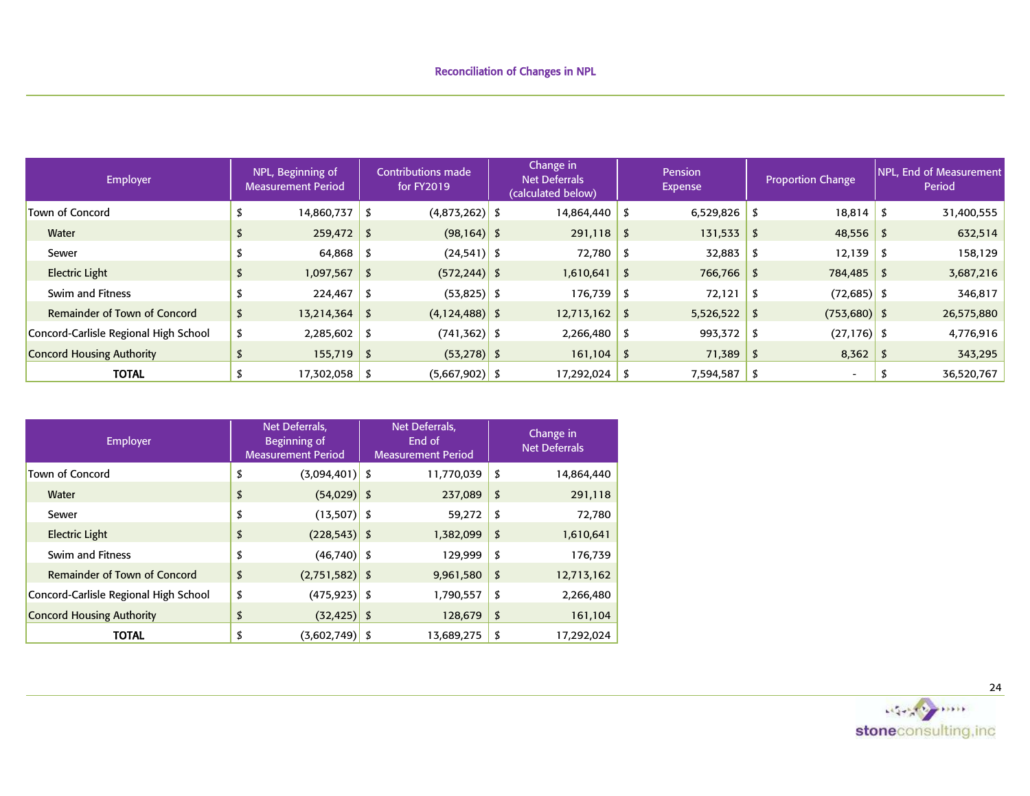## Reconciliation of Changes in NPL

| Employer | NPL, Beginning of Measurement Period | Contributions made for FY2019 | Change in Net Deferrals (calculated below) | Pension Expense | Proportion Change | NPL, End of Measurement Period |
|---|---|---|---|---|---|---|
| Town of Concord | $ 14,860,737 | $ (4,873,262) | $ 14,864,440 | $ 6,529,826 | $ 18,814 | $ 31,400,555 |
| Water | $ 259,472 | $ (98,164) | $ 291,118 | $ 131,533 | $ 48,556 | $ 632,514 |
| Sewer | $ 64,868 | $ (24,541) | $ 72,780 | $ 32,883 | $ 12,139 | $ 158,129 |
| Electric Light | $ 1,097,567 | $ (572,244) | $ 1,610,641 | $ 766,766 | $ 784,485 | $ 3,687,216 |
| Swim and Fitness | $ 224,467 | $ (53,825) | $ 176,739 | $ 72,121 | $ (72,685) | $ 346,817 |
| Remainder of Town of Concord | $ 13,214,364 | $ (4,124,488) | $ 12,713,162 | $ 5,526,522 | $ (753,680) | $ 26,575,880 |
| Concord-Carlisle Regional High School | $ 2,285,602 | $ (741,362) | $ 2,266,480 | $ 993,372 | $ (27,176) | $ 4,776,916 |
| Concord Housing Authority | $ 155,719 | $ (53,278) | $ 161,104 | $ 71,389 | $ 8,362 | $ 343,295 |
| **TOTAL** | $ 17,302,058 | $ (5,667,902) | $ 17,292,024 | $ 7,594,587 | $ - | $ 36,520,767 |

| Employer | Net Deferrals, Beginning of Measurement Period | Net Deferrals, End of Measurement Period | Change in Net Deferrals |
|---|---|---|---|
| Town of Concord | $ (3,094,401) | $ 11,770,039 | $ 14,864,440 |
| Water | $ (54,029) | $ 237,089 | $ 291,118 |
| Sewer | $ (13,507) | $ 59,272 | $ 72,780 |
| Electric Light | $ (228,543) | $ 1,382,099 | $ 1,610,641 |
| Swim and Fitness | $ (46,740) | $ 129,999 | $ 176,739 |
| Remainder of Town of Concord | $ (2,751,582) | $ 9,961,580 | $ 12,713,162 |
| Concord-Carlisle Regional High School | $ (475,923) | $ 1,790,557 | $ 2,266,480 |
| Concord Housing Authority | $ (32,425) | $ 128,679 | $ 161,104 |
| **TOTAL** | $ (3,602,749) | $ 13,689,275 | $ 17,292,024 |